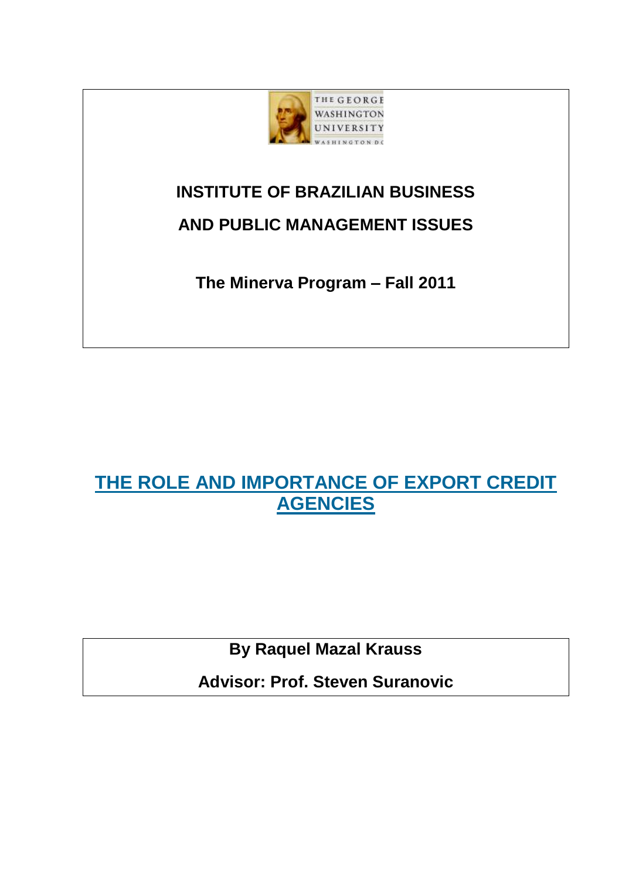**INSTITUTE OF BRAZILIAN BUSINESS**

**AND PUBLIC MANAGEMENT ISSUES**

**The Minerva Program – Fall 2011**

# THE ROLE AND IMPORTANCE OF EXPORT CREDIT AGENCIES

**By Raquel Mazal Krauss**

**Advisor: Prof. Steven Suranovic**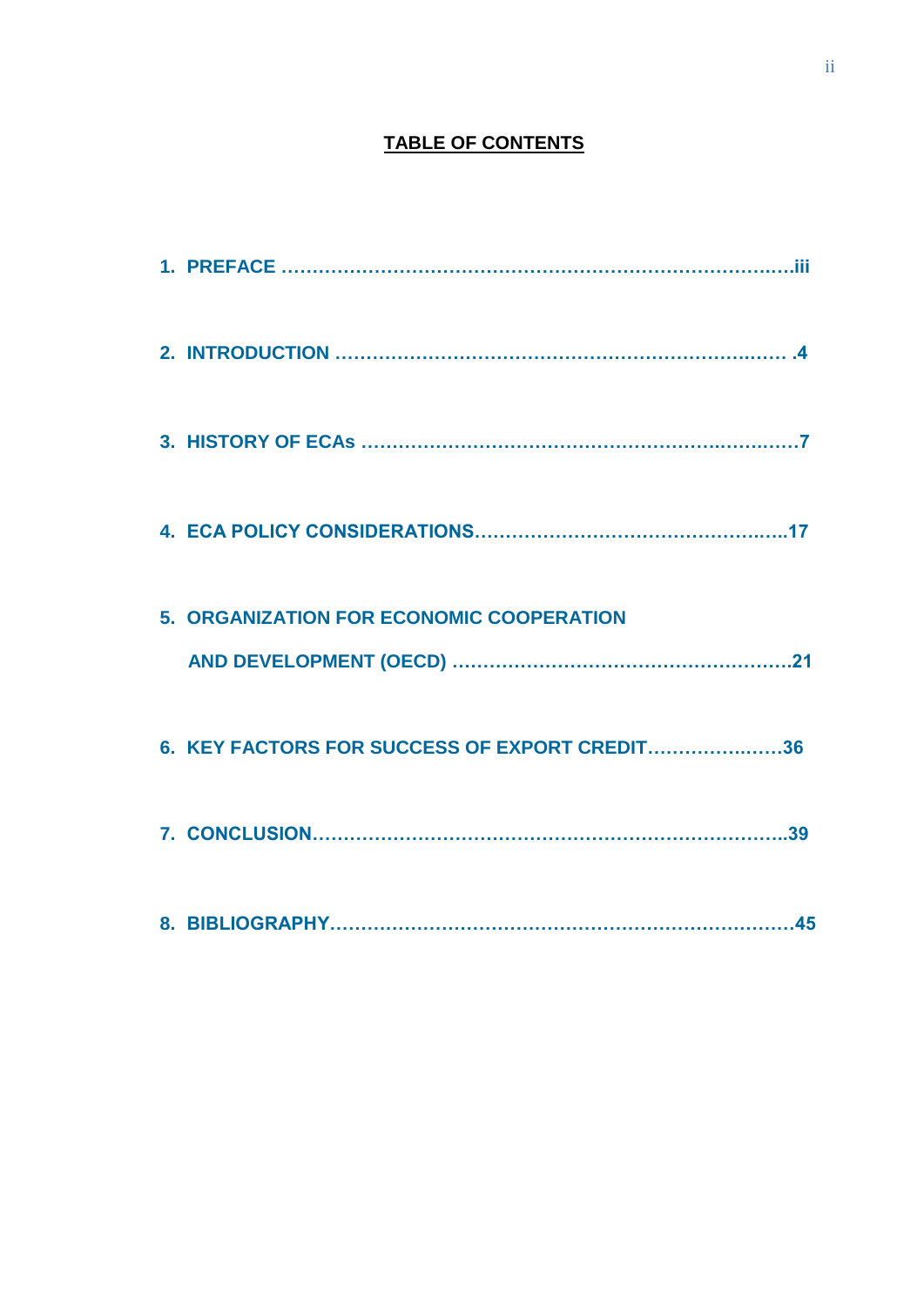# TABLE OF CONTENTS

1. **PREFACE ……………………………………………………………………….iii**

2. **INTRODUCTION …………………………………………………………… .4**

3. **HISTORY OF ECAs ……………………………………………………….…7**

4. **ECA POLICY CONSIDERATIONS……………………………………….…17**

5. **ORGANIZATION FOR ECONOMIC COOPERATION AND DEVELOPMENT (OECD) ……………………………………………….21**

6. **KEY FACTORS FOR SUCCESS OF EXPORT CREDIT………………….36**

7. **CONCLUSION……………………………………………………………..39**

8. **BIBLIOGRAPHY…………………………………………………………….45**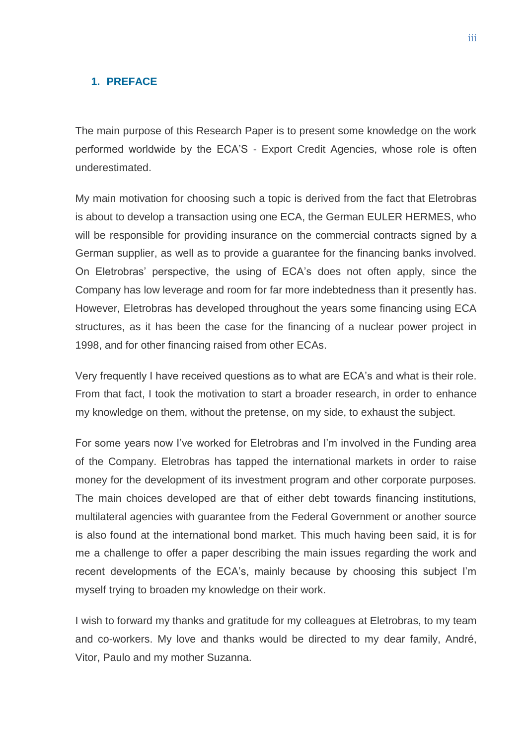# 1. PREFACE

The main purpose of this Research Paper is to present some knowledge on the work performed worldwide by the ECA'S - Export Credit Agencies, whose role is often underestimated.

My main motivation for choosing such a topic is derived from the fact that Eletrobras is about to develop a transaction using one ECA, the German EULER HERMES, who will be responsible for providing insurance on the commercial contracts signed by a German supplier, as well as to provide a guarantee for the financing banks involved. On Eletrobras' perspective, the using of ECA's does not often apply, since the Company has low leverage and room for far more indebtedness than it presently has. However, Eletrobras has developed throughout the years some financing using ECA structures, as it has been the case for the financing of a nuclear power project in 1998, and for other financing raised from other ECAs.

Very frequently I have received questions as to what are ECA's and what is their role. From that fact, I took the motivation to start a broader research, in order to enhance my knowledge on them, without the pretense, on my side, to exhaust the subject.

For some years now I've worked for Eletrobras and I'm involved in the Funding area of the Company. Eletrobras has tapped the international markets in order to raise money for the development of its investment program and other corporate purposes. The main choices developed are that of either debt towards financing institutions, multilateral agencies with guarantee from the Federal Government or another source is also found at the international bond market. This much having been said, it is for me a challenge to offer a paper describing the main issues regarding the work and recent developments of the ECA's, mainly because by choosing this subject I'm myself trying to broaden my knowledge on their work.

I wish to forward my thanks and gratitude for my colleagues at Eletrobras, to my team and co-workers. My love and thanks would be directed to my dear family, André, Vitor, Paulo and my mother Suzanna.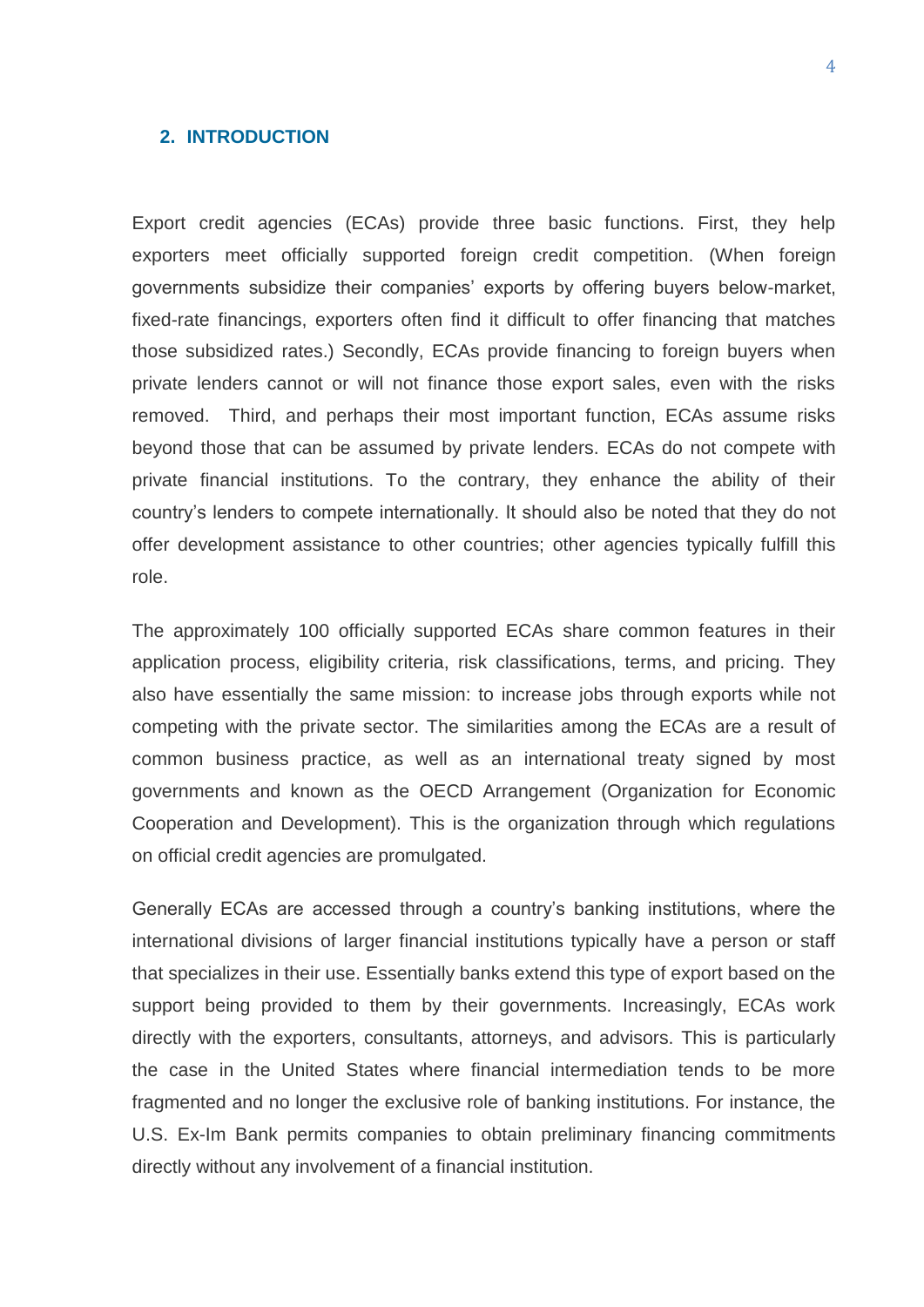## 2. INTRODUCTION

Export credit agencies (ECAs) provide three basic functions. First, they help exporters meet officially supported foreign credit competition. (When foreign governments subsidize their companies' exports by offering buyers below-market, fixed-rate financings, exporters often find it difficult to offer financing that matches those subsidized rates.) Secondly, ECAs provide financing to foreign buyers when private lenders cannot or will not finance those export sales, even with the risks removed. Third, and perhaps their most important function, ECAs assume risks beyond those that can be assumed by private lenders. ECAs do not compete with private financial institutions. To the contrary, they enhance the ability of their country's lenders to compete internationally. It should also be noted that they do not offer development assistance to other countries; other agencies typically fulfill this role.

The approximately 100 officially supported ECAs share common features in their application process, eligibility criteria, risk classifications, terms, and pricing. They also have essentially the same mission: to increase jobs through exports while not competing with the private sector. The similarities among the ECAs are a result of common business practice, as well as an international treaty signed by most governments and known as the OECD Arrangement (Organization for Economic Cooperation and Development). This is the organization through which regulations on official credit agencies are promulgated.

Generally ECAs are accessed through a country's banking institutions, where the international divisions of larger financial institutions typically have a person or staff that specializes in their use. Essentially banks extend this type of export based on the support being provided to them by their governments. Increasingly, ECAs work directly with the exporters, consultants, attorneys, and advisors. This is particularly the case in the United States where financial intermediation tends to be more fragmented and no longer the exclusive role of banking institutions. For instance, the U.S. Ex-Im Bank permits companies to obtain preliminary financing commitments directly without any involvement of a financial institution.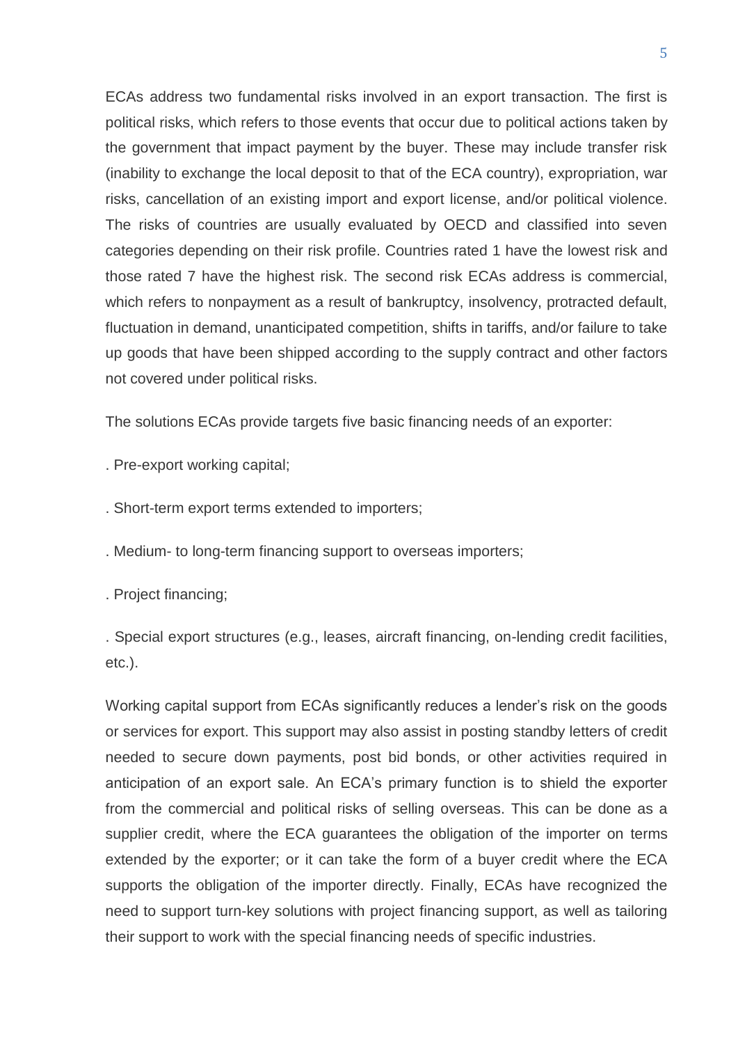ECAs address two fundamental risks involved in an export transaction. The first is political risks, which refers to those events that occur due to political actions taken by the government that impact payment by the buyer. These may include transfer risk (inability to exchange the local deposit to that of the ECA country), expropriation, war risks, cancellation of an existing import and export license, and/or political violence. The risks of countries are usually evaluated by OECD and classified into seven categories depending on their risk profile. Countries rated 1 have the lowest risk and those rated 7 have the highest risk. The second risk ECAs address is commercial, which refers to nonpayment as a result of bankruptcy, insolvency, protracted default, fluctuation in demand, unanticipated competition, shifts in tariffs, and/or failure to take up goods that have been shipped according to the supply contract and other factors not covered under political risks.

The solutions ECAs provide targets five basic financing needs of an exporter:

. Pre-export working capital;

. Short-term export terms extended to importers;

. Medium- to long-term financing support to overseas importers;

. Project financing;

. Special export structures (e.g., leases, aircraft financing, on-lending credit facilities, etc.).

Working capital support from ECAs significantly reduces a lender's risk on the goods or services for export. This support may also assist in posting standby letters of credit needed to secure down payments, post bid bonds, or other activities required in anticipation of an export sale. An ECA's primary function is to shield the exporter from the commercial and political risks of selling overseas. This can be done as a supplier credit, where the ECA guarantees the obligation of the importer on terms extended by the exporter; or it can take the form of a buyer credit where the ECA supports the obligation of the importer directly. Finally, ECAs have recognized the need to support turn-key solutions with project financing support, as well as tailoring their support to work with the special financing needs of specific industries.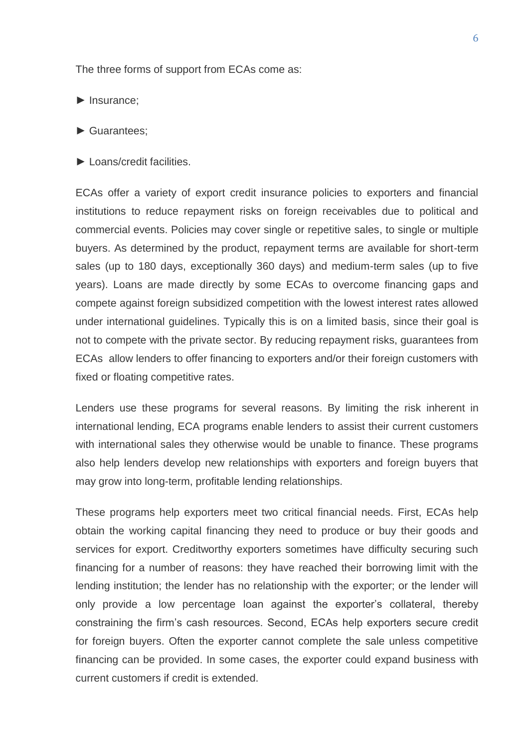The three forms of support from ECAs come as:

- Insurance;
- Guarantees;
- Loans/credit facilities.

ECAs offer a variety of export credit insurance policies to exporters and financial institutions to reduce repayment risks on foreign receivables due to political and commercial events. Policies may cover single or repetitive sales, to single or multiple buyers. As determined by the product, repayment terms are available for short-term sales (up to 180 days, exceptionally 360 days) and medium-term sales (up to five years). Loans are made directly by some ECAs to overcome financing gaps and compete against foreign subsidized competition with the lowest interest rates allowed under international guidelines. Typically this is on a limited basis, since their goal is not to compete with the private sector. By reducing repayment risks, guarantees from ECAs allow lenders to offer financing to exporters and/or their foreign customers with fixed or floating competitive rates.

Lenders use these programs for several reasons. By limiting the risk inherent in international lending, ECA programs enable lenders to assist their current customers with international sales they otherwise would be unable to finance. These programs also help lenders develop new relationships with exporters and foreign buyers that may grow into long-term, profitable lending relationships.

These programs help exporters meet two critical financial needs. First, ECAs help obtain the working capital financing they need to produce or buy their goods and services for export. Creditworthy exporters sometimes have difficulty securing such financing for a number of reasons: they have reached their borrowing limit with the lending institution; the lender has no relationship with the exporter; or the lender will only provide a low percentage loan against the exporter's collateral, thereby constraining the firm's cash resources. Second, ECAs help exporters secure credit for foreign buyers. Often the exporter cannot complete the sale unless competitive financing can be provided. In some cases, the exporter could expand business with current customers if credit is extended.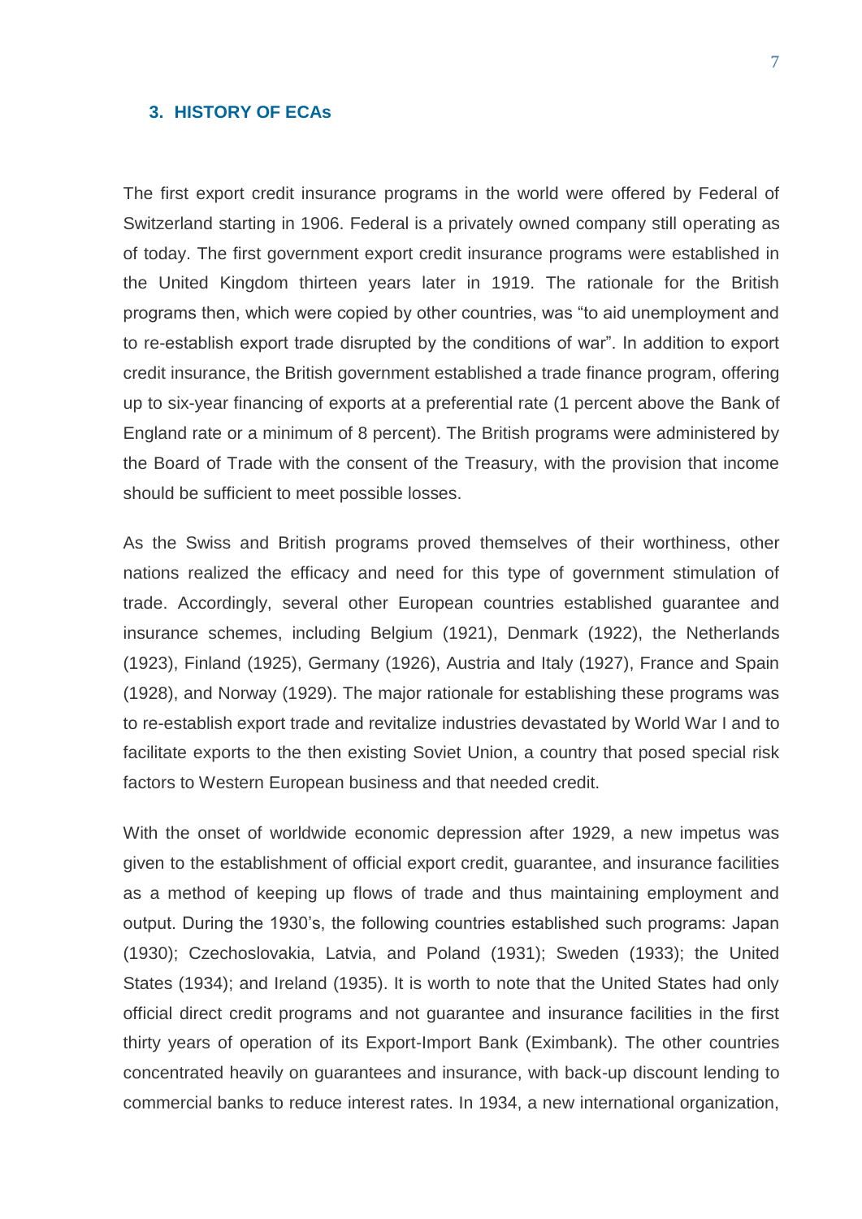## 3. HISTORY OF ECAs

The first export credit insurance programs in the world were offered by Federal of Switzerland starting in 1906. Federal is a privately owned company still operating as of today. The first government export credit insurance programs were established in the United Kingdom thirteen years later in 1919. The rationale for the British programs then, which were copied by other countries, was "to aid unemployment and to re-establish export trade disrupted by the conditions of war". In addition to export credit insurance, the British government established a trade finance program, offering up to six-year financing of exports at a preferential rate (1 percent above the Bank of England rate or a minimum of 8 percent). The British programs were administered by the Board of Trade with the consent of the Treasury, with the provision that income should be sufficient to meet possible losses.

As the Swiss and British programs proved themselves of their worthiness, other nations realized the efficacy and need for this type of government stimulation of trade. Accordingly, several other European countries established guarantee and insurance schemes, including Belgium (1921), Denmark (1922), the Netherlands (1923), Finland (1925), Germany (1926), Austria and Italy (1927), France and Spain (1928), and Norway (1929). The major rationale for establishing these programs was to re-establish export trade and revitalize industries devastated by World War I and to facilitate exports to the then existing Soviet Union, a country that posed special risk factors to Western European business and that needed credit.

With the onset of worldwide economic depression after 1929, a new impetus was given to the establishment of official export credit, guarantee, and insurance facilities as a method of keeping up flows of trade and thus maintaining employment and output. During the 1930's, the following countries established such programs: Japan (1930); Czechoslovakia, Latvia, and Poland (1931); Sweden (1933); the United States (1934); and Ireland (1935). It is worth to note that the United States had only official direct credit programs and not guarantee and insurance facilities in the first thirty years of operation of its Export-Import Bank (Eximbank). The other countries concentrated heavily on guarantees and insurance, with back-up discount lending to commercial banks to reduce interest rates. In 1934, a new international organization,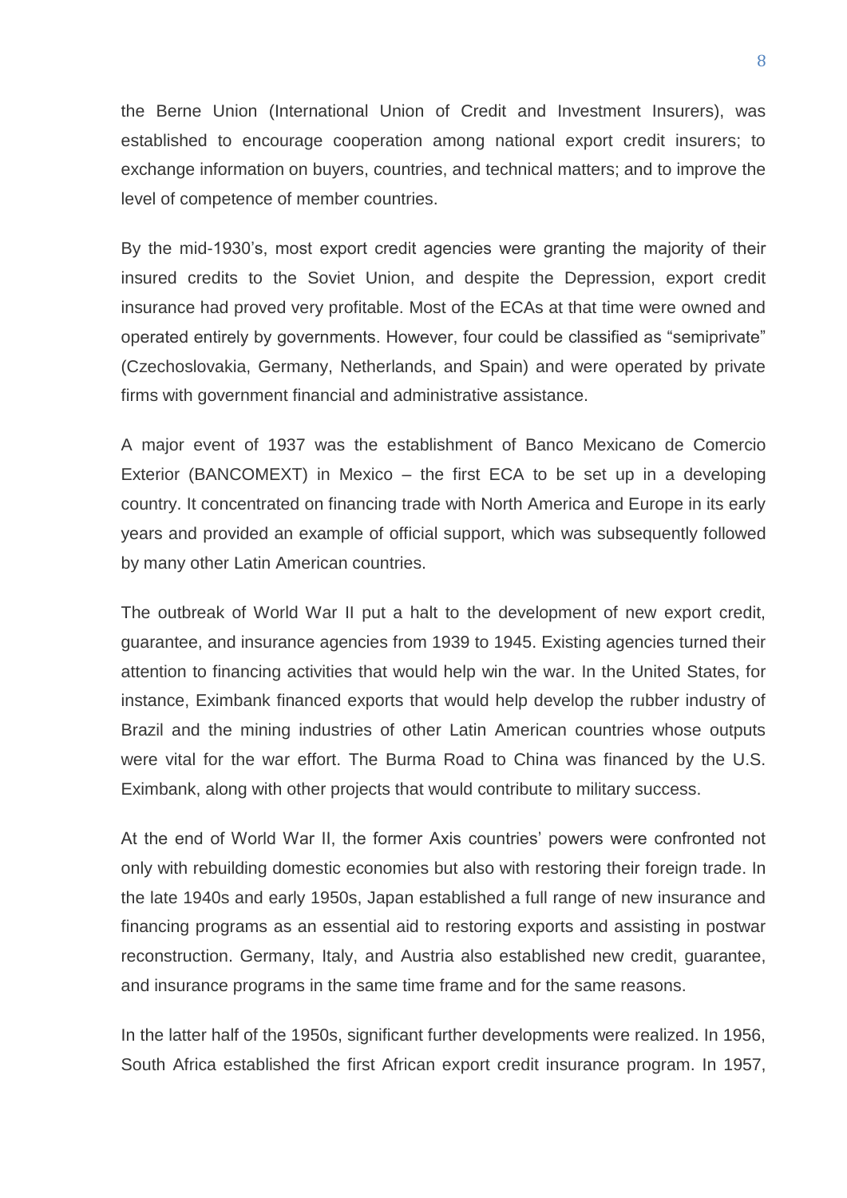the Berne Union (International Union of Credit and Investment Insurers), was established to encourage cooperation among national export credit insurers; to exchange information on buyers, countries, and technical matters; and to improve the level of competence of member countries.

By the mid-1930's, most export credit agencies were granting the majority of their insured credits to the Soviet Union, and despite the Depression, export credit insurance had proved very profitable. Most of the ECAs at that time were owned and operated entirely by governments. However, four could be classified as "semiprivate" (Czechoslovakia, Germany, Netherlands, and Spain) and were operated by private firms with government financial and administrative assistance.

A major event of 1937 was the establishment of Banco Mexicano de Comercio Exterior (BANCOMEXT) in Mexico – the first ECA to be set up in a developing country. It concentrated on financing trade with North America and Europe in its early years and provided an example of official support, which was subsequently followed by many other Latin American countries.

The outbreak of World War II put a halt to the development of new export credit, guarantee, and insurance agencies from 1939 to 1945. Existing agencies turned their attention to financing activities that would help win the war. In the United States, for instance, Eximbank financed exports that would help develop the rubber industry of Brazil and the mining industries of other Latin American countries whose outputs were vital for the war effort. The Burma Road to China was financed by the U.S. Eximbank, along with other projects that would contribute to military success.

At the end of World War II, the former Axis countries' powers were confronted not only with rebuilding domestic economies but also with restoring their foreign trade. In the late 1940s and early 1950s, Japan established a full range of new insurance and financing programs as an essential aid to restoring exports and assisting in postwar reconstruction. Germany, Italy, and Austria also established new credit, guarantee, and insurance programs in the same time frame and for the same reasons.

In the latter half of the 1950s, significant further developments were realized. In 1956, South Africa established the first African export credit insurance program. In 1957,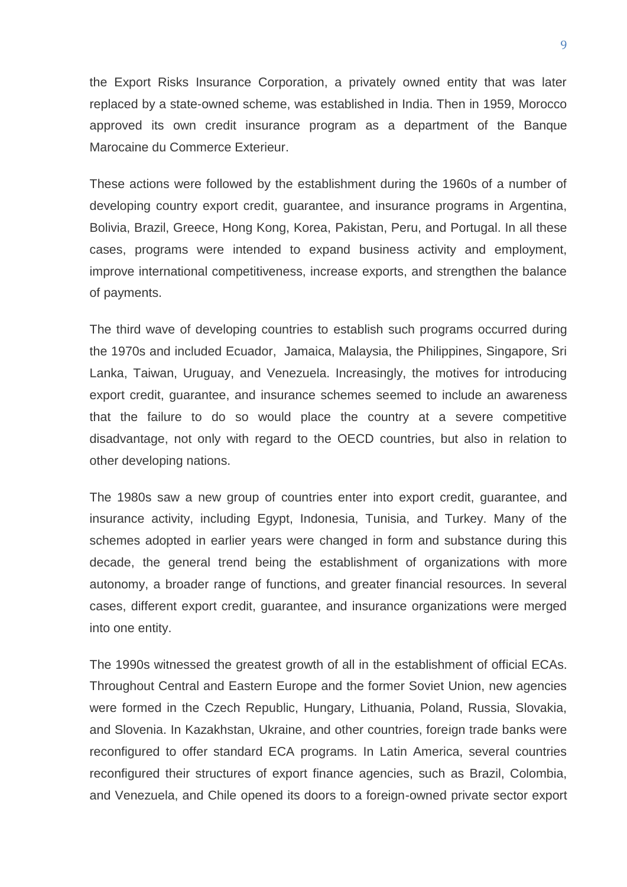the Export Risks Insurance Corporation, a privately owned entity that was later replaced by a state-owned scheme, was established in India. Then in 1959, Morocco approved its own credit insurance program as a department of the Banque Marocaine du Commerce Exterieur.

These actions were followed by the establishment during the 1960s of a number of developing country export credit, guarantee, and insurance programs in Argentina, Bolivia, Brazil, Greece, Hong Kong, Korea, Pakistan, Peru, and Portugal. In all these cases, programs were intended to expand business activity and employment, improve international competitiveness, increase exports, and strengthen the balance of payments.

The third wave of developing countries to establish such programs occurred during the 1970s and included Ecuador, Jamaica, Malaysia, the Philippines, Singapore, Sri Lanka, Taiwan, Uruguay, and Venezuela. Increasingly, the motives for introducing export credit, guarantee, and insurance schemes seemed to include an awareness that the failure to do so would place the country at a severe competitive disadvantage, not only with regard to the OECD countries, but also in relation to other developing nations.

The 1980s saw a new group of countries enter into export credit, guarantee, and insurance activity, including Egypt, Indonesia, Tunisia, and Turkey. Many of the schemes adopted in earlier years were changed in form and substance during this decade, the general trend being the establishment of organizations with more autonomy, a broader range of functions, and greater financial resources. In several cases, different export credit, guarantee, and insurance organizations were merged into one entity.

The 1990s witnessed the greatest growth of all in the establishment of official ECAs. Throughout Central and Eastern Europe and the former Soviet Union, new agencies were formed in the Czech Republic, Hungary, Lithuania, Poland, Russia, Slovakia, and Slovenia. In Kazakhstan, Ukraine, and other countries, foreign trade banks were reconfigured to offer standard ECA programs. In Latin America, several countries reconfigured their structures of export finance agencies, such as Brazil, Colombia, and Venezuela, and Chile opened its doors to a foreign-owned private sector export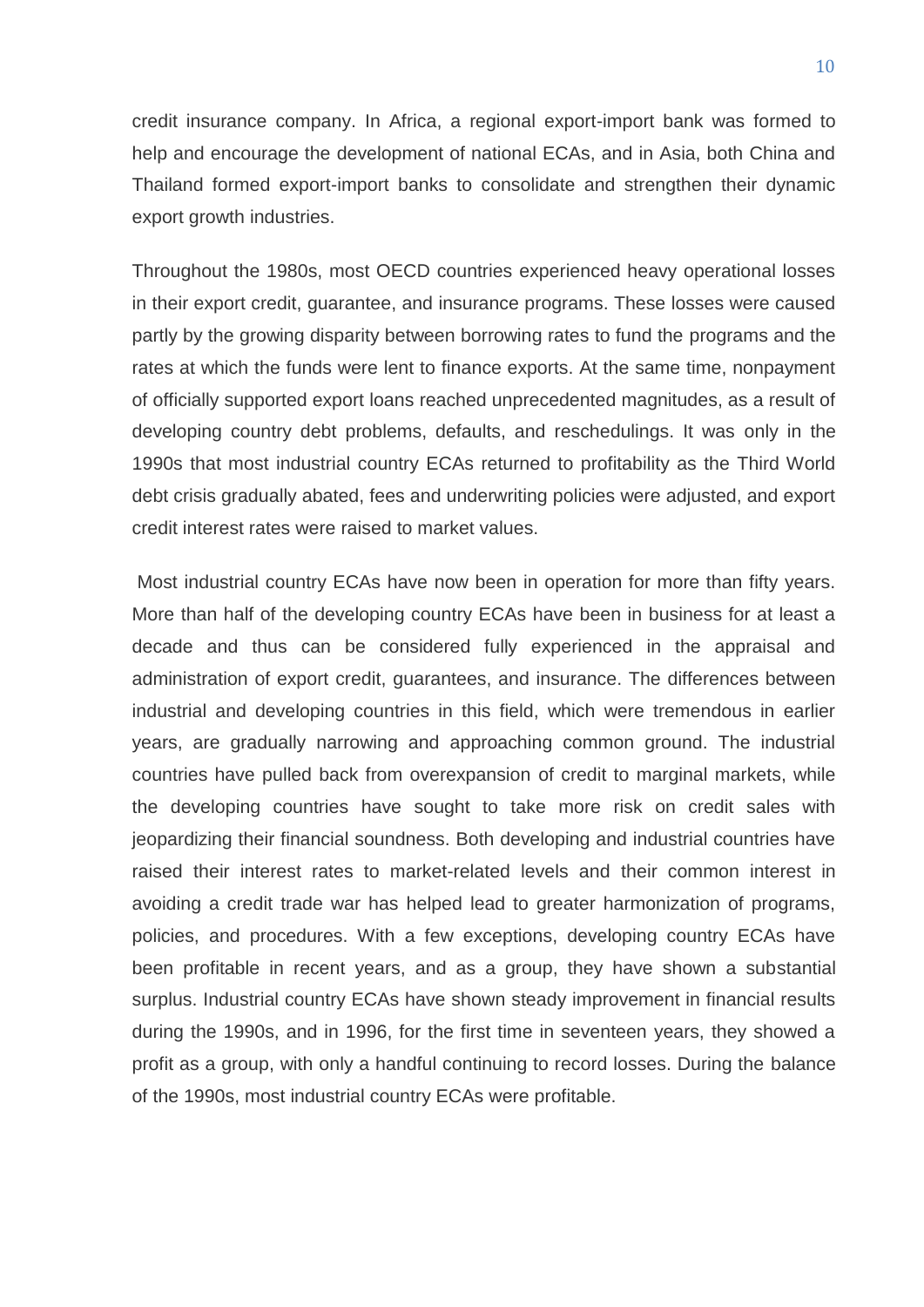credit insurance company. In Africa, a regional export-import bank was formed to help and encourage the development of national ECAs, and in Asia, both China and Thailand formed export-import banks to consolidate and strengthen their dynamic export growth industries.

Throughout the 1980s, most OECD countries experienced heavy operational losses in their export credit, guarantee, and insurance programs. These losses were caused partly by the growing disparity between borrowing rates to fund the programs and the rates at which the funds were lent to finance exports. At the same time, nonpayment of officially supported export loans reached unprecedented magnitudes, as a result of developing country debt problems, defaults, and reschedulings. It was only in the 1990s that most industrial country ECAs returned to profitability as the Third World debt crisis gradually abated, fees and underwriting policies were adjusted, and export credit interest rates were raised to market values.

Most industrial country ECAs have now been in operation for more than fifty years. More than half of the developing country ECAs have been in business for at least a decade and thus can be considered fully experienced in the appraisal and administration of export credit, guarantees, and insurance. The differences between industrial and developing countries in this field, which were tremendous in earlier years, are gradually narrowing and approaching common ground. The industrial countries have pulled back from overexpansion of credit to marginal markets, while the developing countries have sought to take more risk on credit sales with jeopardizing their financial soundness. Both developing and industrial countries have raised their interest rates to market-related levels and their common interest in avoiding a credit trade war has helped lead to greater harmonization of programs, policies, and procedures. With a few exceptions, developing country ECAs have been profitable in recent years, and as a group, they have shown a substantial surplus. Industrial country ECAs have shown steady improvement in financial results during the 1990s, and in 1996, for the first time in seventeen years, they showed a profit as a group, with only a handful continuing to record losses. During the balance of the 1990s, most industrial country ECAs were profitable.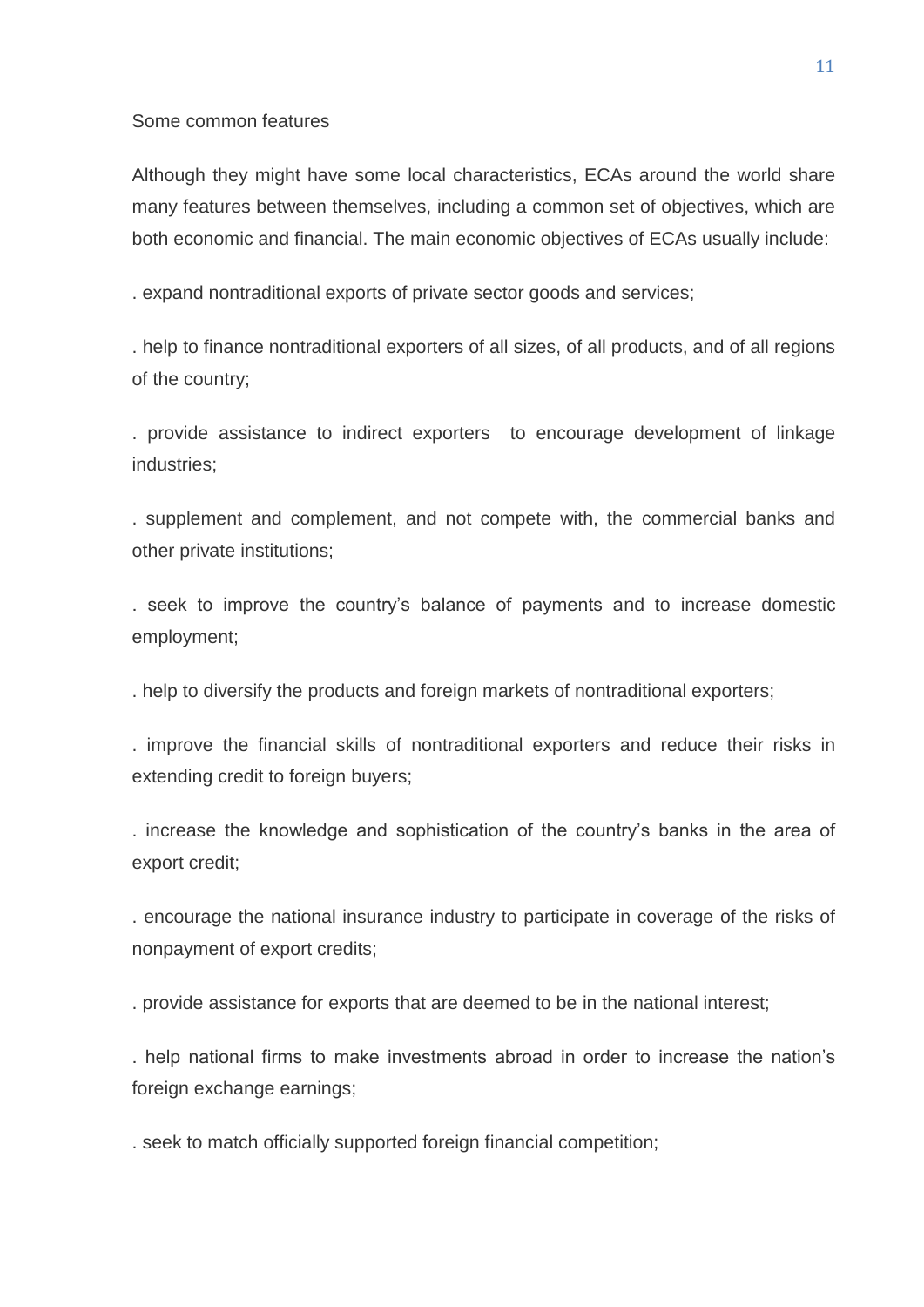Some common features

Although they might have some local characteristics, ECAs around the world share many features between themselves, including a common set of objectives, which are both economic and financial. The main economic objectives of ECAs usually include:

. expand nontraditional exports of private sector goods and services;

. help to finance nontraditional exporters of all sizes, of all products, and of all regions of the country;

. provide assistance to indirect exporters to encourage development of linkage industries;

. supplement and complement, and not compete with, the commercial banks and other private institutions;

. seek to improve the country's balance of payments and to increase domestic employment;

. help to diversify the products and foreign markets of nontraditional exporters;

. improve the financial skills of nontraditional exporters and reduce their risks in extending credit to foreign buyers;

. increase the knowledge and sophistication of the country's banks in the area of export credit;

. encourage the national insurance industry to participate in coverage of the risks of nonpayment of export credits;

. provide assistance for exports that are deemed to be in the national interest;

. help national firms to make investments abroad in order to increase the nation's foreign exchange earnings;

. seek to match officially supported foreign financial competition;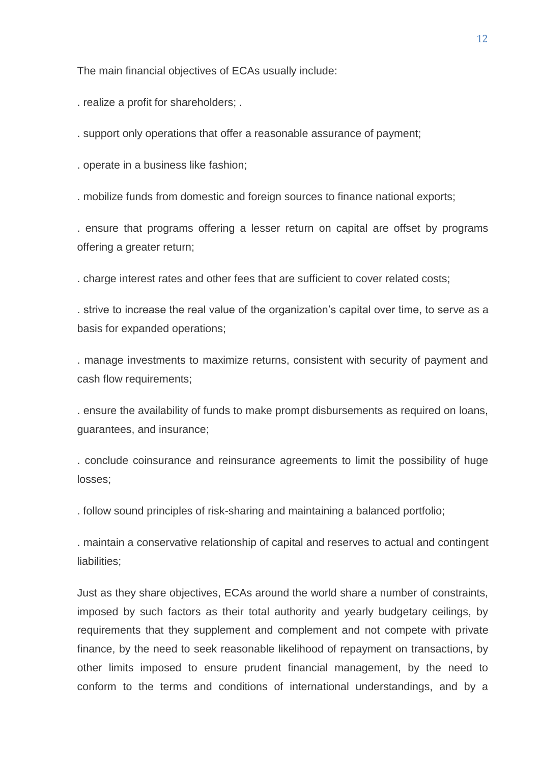The main financial objectives of ECAs usually include:

. realize a profit for shareholders; .

. support only operations that offer a reasonable assurance of payment;

. operate in a business like fashion;

. mobilize funds from domestic and foreign sources to finance national exports;

. ensure that programs offering a lesser return on capital are offset by programs offering a greater return;

. charge interest rates and other fees that are sufficient to cover related costs;

. strive to increase the real value of the organization's capital over time, to serve as a basis for expanded operations;

. manage investments to maximize returns, consistent with security of payment and cash flow requirements;

. ensure the availability of funds to make prompt disbursements as required on loans, guarantees, and insurance;

. conclude coinsurance and reinsurance agreements to limit the possibility of huge losses;

. follow sound principles of risk-sharing and maintaining a balanced portfolio;

. maintain a conservative relationship of capital and reserves to actual and contingent liabilities;

Just as they share objectives, ECAs around the world share a number of constraints, imposed by such factors as their total authority and yearly budgetary ceilings, by requirements that they supplement and complement and not compete with private finance, by the need to seek reasonable likelihood of repayment on transactions, by other limits imposed to ensure prudent financial management, by the need to conform to the terms and conditions of international understandings, and by a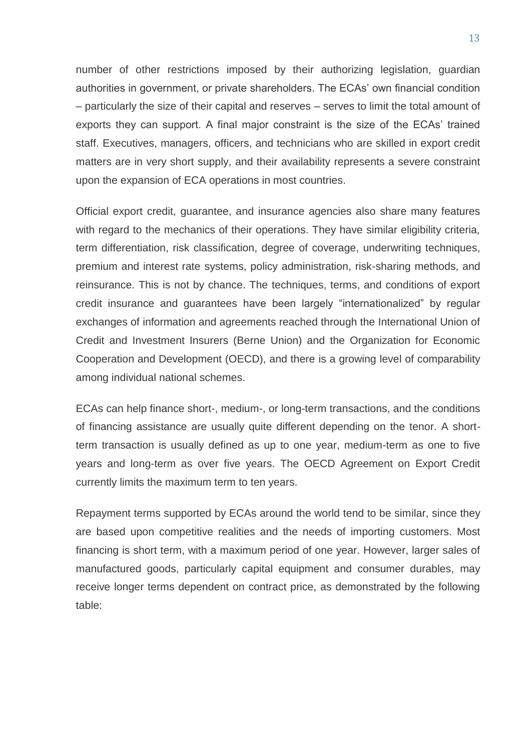number of other restrictions imposed by their authorizing legislation, guardian authorities in government, or private shareholders. The ECAs' own financial condition – particularly the size of their capital and reserves – serves to limit the total amount of exports they can support. A final major constraint is the size of the ECAs' trained staff. Executives, managers, officers, and technicians who are skilled in export credit matters are in very short supply, and their availability represents a severe constraint upon the expansion of ECA operations in most countries.

Official export credit, guarantee, and insurance agencies also share many features with regard to the mechanics of their operations. They have similar eligibility criteria, term differentiation, risk classification, degree of coverage, underwriting techniques, premium and interest rate systems, policy administration, risk-sharing methods, and reinsurance. This is not by chance. The techniques, terms, and conditions of export credit insurance and guarantees have been largely "internationalized" by regular exchanges of information and agreements reached through the International Union of Credit and Investment Insurers (Berne Union) and the Organization for Economic Cooperation and Development (OECD), and there is a growing level of comparability among individual national schemes.

ECAs can help finance short-, medium-, or long-term transactions, and the conditions of financing assistance are usually quite different depending on the tenor. A short-term transaction is usually defined as up to one year, medium-term as one to five years and long-term as over five years. The OECD Agreement on Export Credit currently limits the maximum term to ten years.

Repayment terms supported by ECAs around the world tend to be similar, since they are based upon competitive realities and the needs of importing customers. Most financing is short term, with a maximum period of one year. However, larger sales of manufactured goods, particularly capital equipment and consumer durables, may receive longer terms dependent on contract price, as demonstrated by the following table: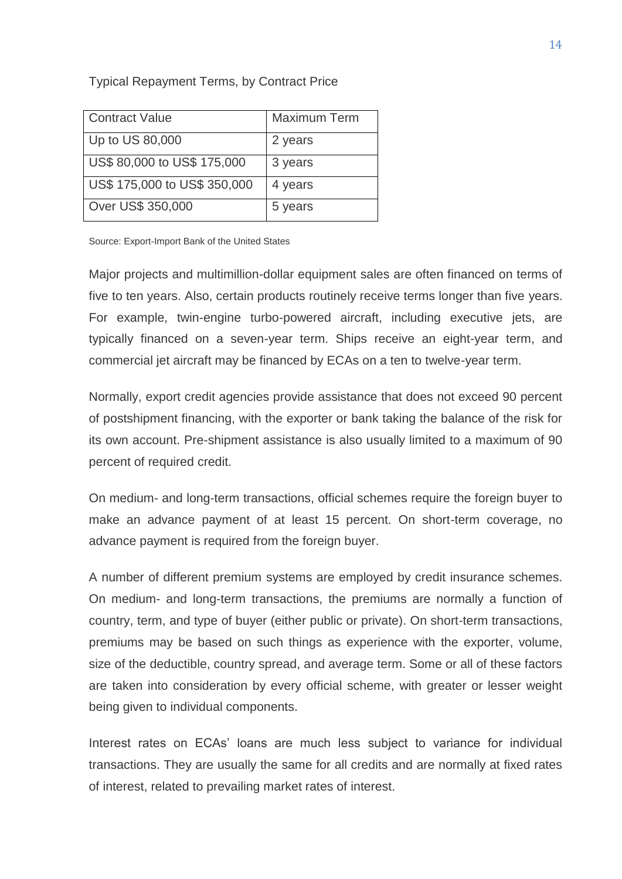Typical Repayment Terms, by Contract Price

| Contract Value | Maximum Term |
| --- | --- |
| Up to US 80,000 | 2 years |
| US$ 80,000 to US$ 175,000 | 3 years |
| US$ 175,000 to US$ 350,000 | 4 years |
| Over US$ 350,000 | 5 years |

Source: Export-Import Bank of the United States

Major projects and multimillion-dollar equipment sales are often financed on terms of five to ten years. Also, certain products routinely receive terms longer than five years. For example, twin-engine turbo-powered aircraft, including executive jets, are typically financed on a seven-year term. Ships receive an eight-year term, and commercial jet aircraft may be financed by ECAs on a ten to twelve-year term.

Normally, export credit agencies provide assistance that does not exceed 90 percent of postshipment financing, with the exporter or bank taking the balance of the risk for its own account. Pre-shipment assistance is also usually limited to a maximum of 90 percent of required credit.

On medium- and long-term transactions, official schemes require the foreign buyer to make an advance payment of at least 15 percent. On short-term coverage, no advance payment is required from the foreign buyer.

A number of different premium systems are employed by credit insurance schemes. On medium- and long-term transactions, the premiums are normally a function of country, term, and type of buyer (either public or private). On short-term transactions, premiums may be based on such things as experience with the exporter, volume, size of the deductible, country spread, and average term. Some or all of these factors are taken into consideration by every official scheme, with greater or lesser weight being given to individual components.

Interest rates on ECAs' loans are much less subject to variance for individual transactions. They are usually the same for all credits and are normally at fixed rates of interest, related to prevailing market rates of interest.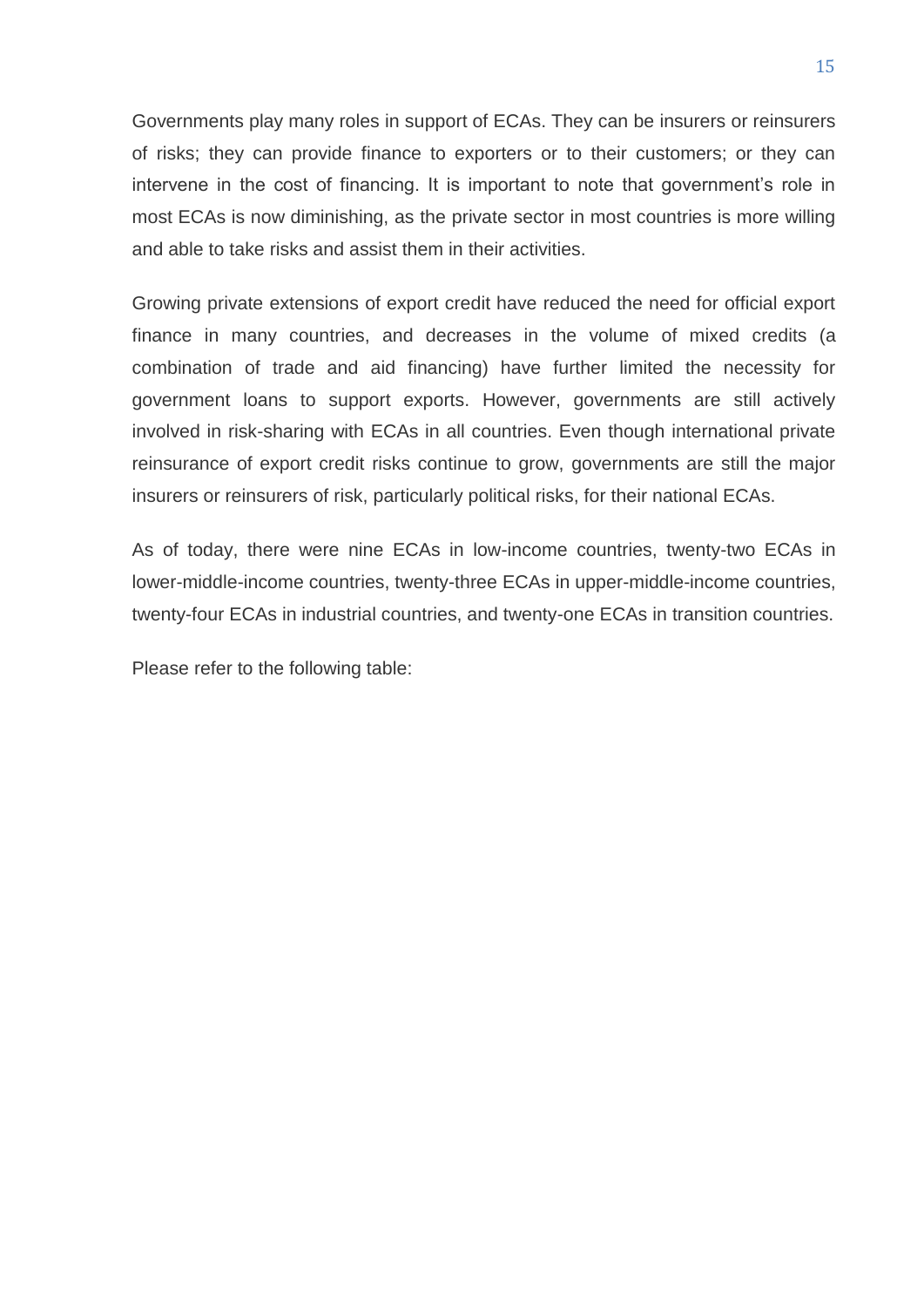Governments play many roles in support of ECAs. They can be insurers or reinsurers of risks; they can provide finance to exporters or to their customers; or they can intervene in the cost of financing. It is important to note that government's role in most ECAs is now diminishing, as the private sector in most countries is more willing and able to take risks and assist them in their activities.

Growing private extensions of export credit have reduced the need for official export finance in many countries, and decreases in the volume of mixed credits (a combination of trade and aid financing) have further limited the necessity for government loans to support exports. However, governments are still actively involved in risk-sharing with ECAs in all countries. Even though international private reinsurance of export credit risks continue to grow, governments are still the major insurers or reinsurers of risk, particularly political risks, for their national ECAs.

As of today, there were nine ECAs in low-income countries, twenty-two ECAs in lower-middle-income countries, twenty-three ECAs in upper-middle-income countries, twenty-four ECAs in industrial countries, and twenty-one ECAs in transition countries.

Please refer to the following table: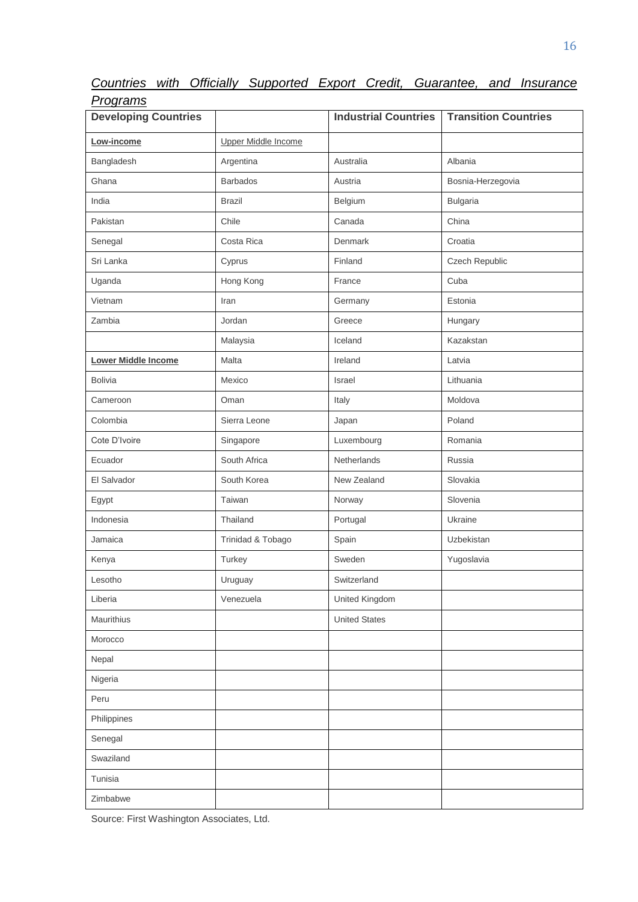*Countries with Officially Supported Export Credit, Guarantee, and Insurance Programs*

| **Developing Countries** | | **Industrial Countries** | **Transition Countries** |
|---|---|---|---|
| **Low-income** | Upper Middle Income | | |
| Bangladesh | Argentina | Australia | Albania |
| Ghana | Barbados | Austria | Bosnia-Herzegovia |
| India | Brazil | Belgium | Bulgaria |
| Pakistan | Chile | Canada | China |
| Senegal | Costa Rica | Denmark | Croatia |
| Sri Lanka | Cyprus | Finland | Czech Republic |
| Uganda | Hong Kong | France | Cuba |
| Vietnam | Iran | Germany | Estonia |
| Zambia | Jordan | Greece | Hungary |
| | Malaysia | Iceland | Kazakstan |
| **Lower Middle Income** | Malta | Ireland | Latvia |
| Bolivia | Mexico | Israel | Lithuania |
| Cameroon | Oman | Italy | Moldova |
| Colombia | Sierra Leone | Japan | Poland |
| Cote D'Ivoire | Singapore | Luxembourg | Romania |
| Ecuador | South Africa | Netherlands | Russia |
| El Salvador | South Korea | New Zealand | Slovakia |
| Egypt | Taiwan | Norway | Slovenia |
| Indonesia | Thailand | Portugal | Ukraine |
| Jamaica | Trinidad & Tobago | Spain | Uzbekistan |
| Kenya | Turkey | Sweden | Yugoslavia |
| Lesotho | Uruguay | Switzerland | |
| Liberia | Venezuela | United Kingdom | |
| Mauritius | | United States | |
| Morocco | | | |
| Nepal | | | |
| Nigeria | | | |
| Peru | | | |
| Philippines | | | |
| Senegal | | | |
| Swaziland | | | |
| Tunisia | | | |
| Zimbabwe | | | |

Source: First Washington Associates, Ltd.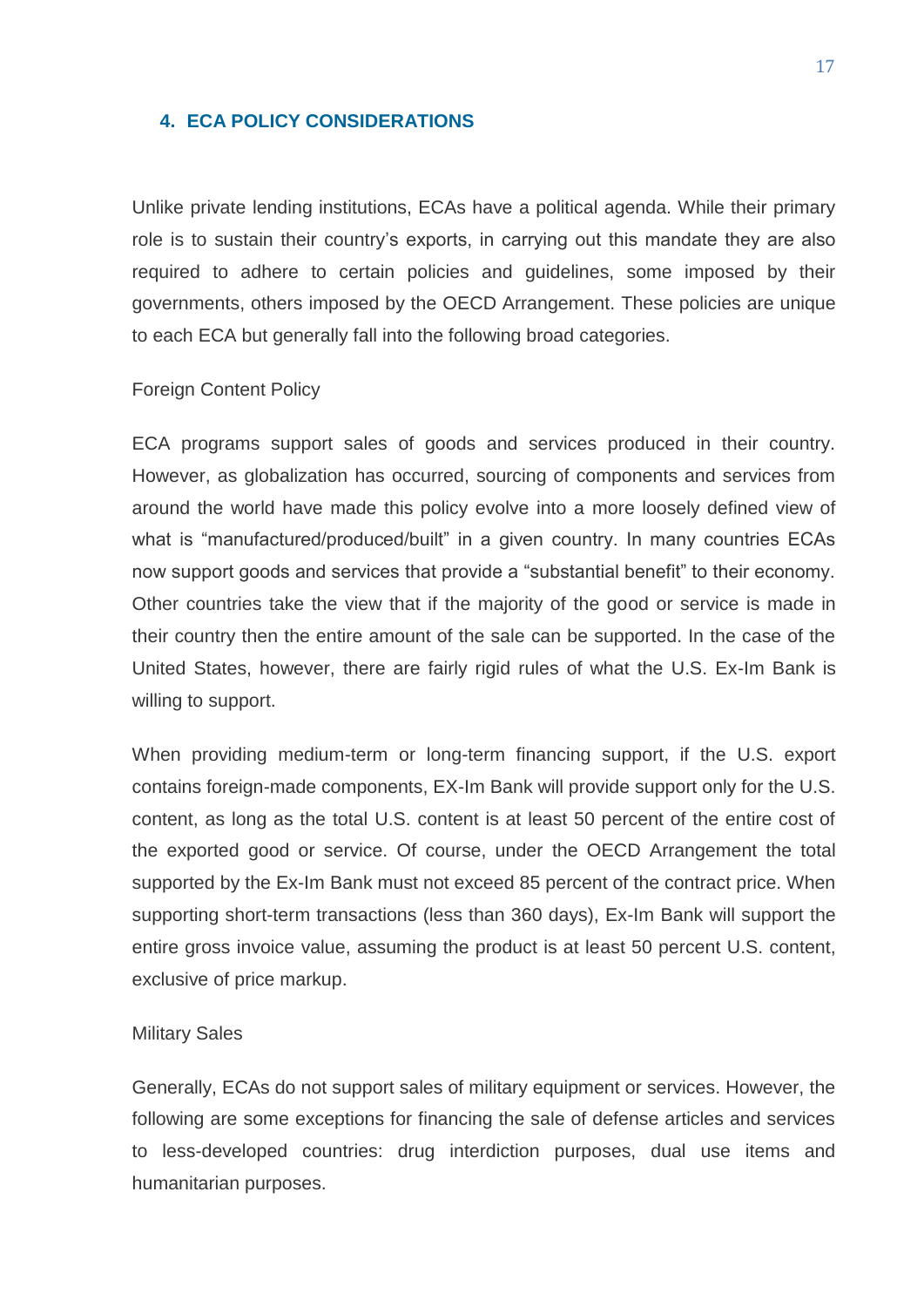## 4. ECA POLICY CONSIDERATIONS

Unlike private lending institutions, ECAs have a political agenda. While their primary role is to sustain their country's exports, in carrying out this mandate they are also required to adhere to certain policies and guidelines, some imposed by their governments, others imposed by the OECD Arrangement. These policies are unique to each ECA but generally fall into the following broad categories.

### Foreign Content Policy

ECA programs support sales of goods and services produced in their country. However, as globalization has occurred, sourcing of components and services from around the world have made this policy evolve into a more loosely defined view of what is "manufactured/produced/built" in a given country. In many countries ECAs now support goods and services that provide a "substantial benefit" to their economy. Other countries take the view that if the majority of the good or service is made in their country then the entire amount of the sale can be supported. In the case of the United States, however, there are fairly rigid rules of what the U.S. Ex-Im Bank is willing to support.

When providing medium-term or long-term financing support, if the U.S. export contains foreign-made components, EX-Im Bank will provide support only for the U.S. content, as long as the total U.S. content is at least 50 percent of the entire cost of the exported good or service. Of course, under the OECD Arrangement the total supported by the Ex-Im Bank must not exceed 85 percent of the contract price. When supporting short-term transactions (less than 360 days), Ex-Im Bank will support the entire gross invoice value, assuming the product is at least 50 percent U.S. content, exclusive of price markup.

### Military Sales

Generally, ECAs do not support sales of military equipment or services. However, the following are some exceptions for financing the sale of defense articles and services to less-developed countries: drug interdiction purposes, dual use items and humanitarian purposes.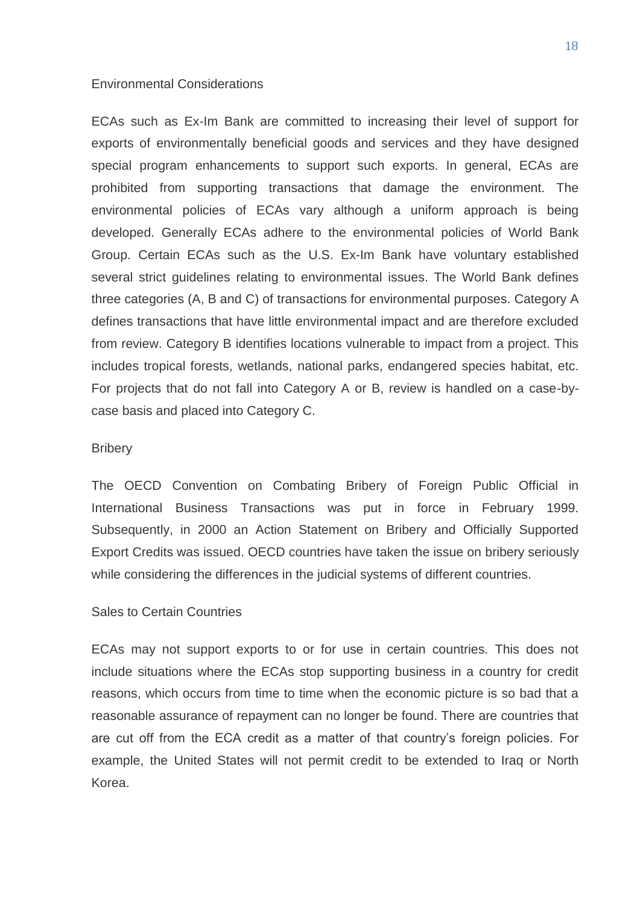## Environmental Considerations

ECAs such as Ex-Im Bank are committed to increasing their level of support for exports of environmentally beneficial goods and services and they have designed special program enhancements to support such exports. In general, ECAs are prohibited from supporting transactions that damage the environment. The environmental policies of ECAs vary although a uniform approach is being developed. Generally ECAs adhere to the environmental policies of World Bank Group. Certain ECAs such as the U.S. Ex-Im Bank have voluntary established several strict guidelines relating to environmental issues. The World Bank defines three categories (A, B and C) of transactions for environmental purposes. Category A defines transactions that have little environmental impact and are therefore excluded from review. Category B identifies locations vulnerable to impact from a project. This includes tropical forests, wetlands, national parks, endangered species habitat, etc. For projects that do not fall into Category A or B, review is handled on a case-by-case basis and placed into Category C.

## Bribery

The OECD Convention on Combating Bribery of Foreign Public Official in International Business Transactions was put in force in February 1999. Subsequently, in 2000 an Action Statement on Bribery and Officially Supported Export Credits was issued. OECD countries have taken the issue on bribery seriously while considering the differences in the judicial systems of different countries.

## Sales to Certain Countries

ECAs may not support exports to or for use in certain countries. This does not include situations where the ECAs stop supporting business in a country for credit reasons, which occurs from time to time when the economic picture is so bad that a reasonable assurance of repayment can no longer be found. There are countries that are cut off from the ECA credit as a matter of that country's foreign policies. For example, the United States will not permit credit to be extended to Iraq or North Korea.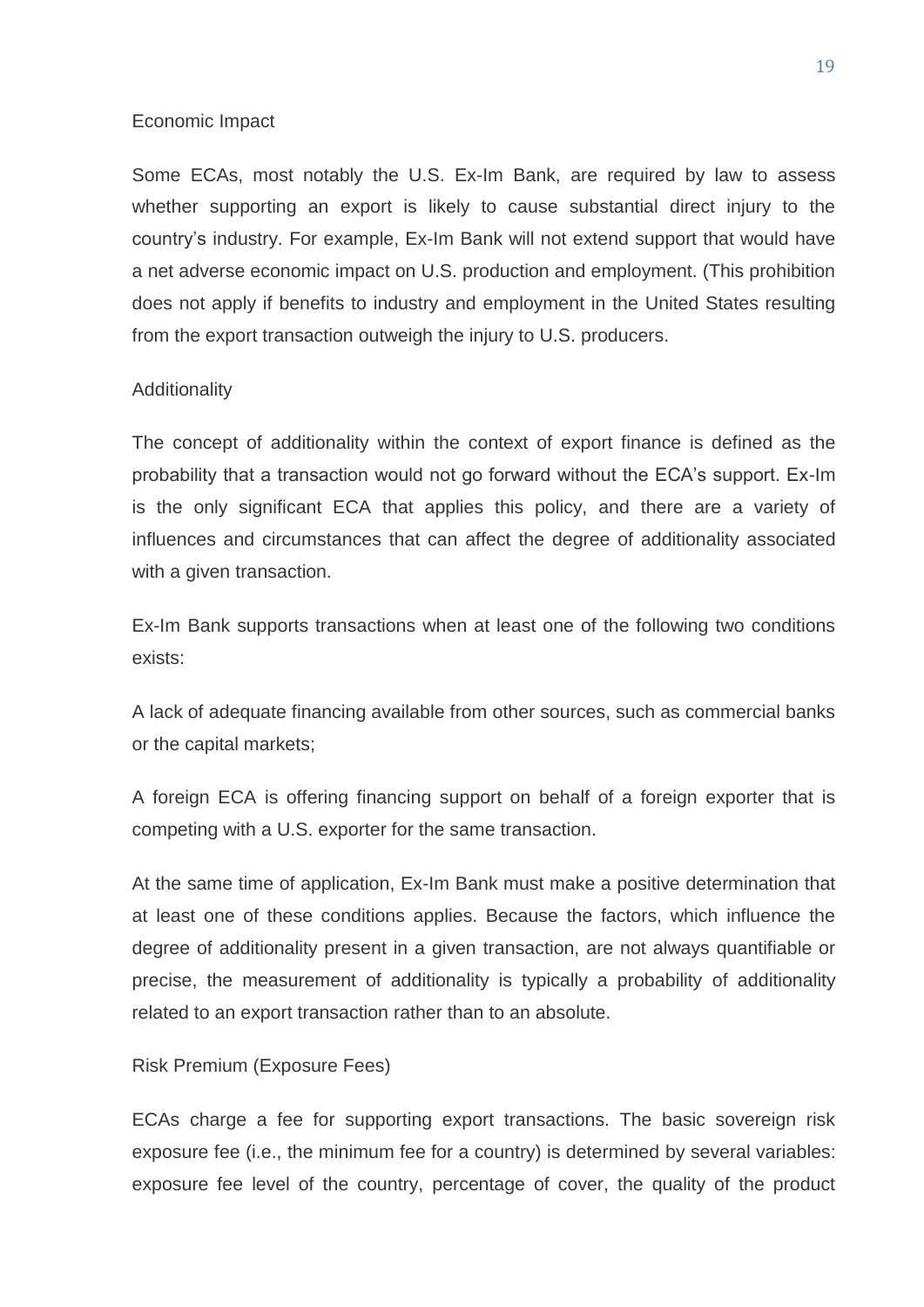### Economic Impact

Some ECAs, most notably the U.S. Ex-Im Bank, are required by law to assess whether supporting an export is likely to cause substantial direct injury to the country's industry. For example, Ex-Im Bank will not extend support that would have a net adverse economic impact on U.S. production and employment. (This prohibition does not apply if benefits to industry and employment in the United States resulting from the export transaction outweigh the injury to U.S. producers.

### Additionality

The concept of additionality within the context of export finance is defined as the probability that a transaction would not go forward without the ECA's support. Ex-Im is the only significant ECA that applies this policy, and there are a variety of influences and circumstances that can affect the degree of additionality associated with a given transaction.

Ex-Im Bank supports transactions when at least one of the following two conditions exists:

A lack of adequate financing available from other sources, such as commercial banks or the capital markets;

A foreign ECA is offering financing support on behalf of a foreign exporter that is competing with a U.S. exporter for the same transaction.

At the same time of application, Ex-Im Bank must make a positive determination that at least one of these conditions applies. Because the factors, which influence the degree of additionality present in a given transaction, are not always quantifiable or precise, the measurement of additionality is typically a probability of additionality related to an export transaction rather than to an absolute.

### Risk Premium (Exposure Fees)

ECAs charge a fee for supporting export transactions. The basic sovereign risk exposure fee (i.e., the minimum fee for a country) is determined by several variables: exposure fee level of the country, percentage of cover, the quality of the product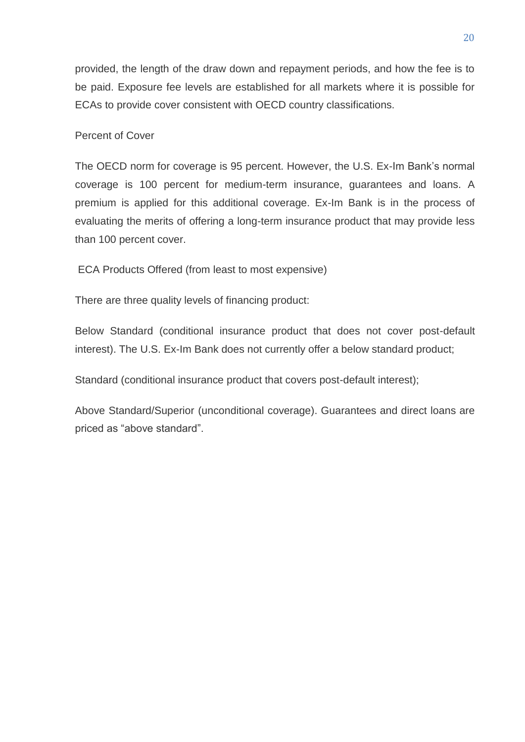provided, the length of the draw down and repayment periods, and how the fee is to be paid. Exposure fee levels are established for all markets where it is possible for ECAs to provide cover consistent with OECD country classifications.

Percent of Cover

The OECD norm for coverage is 95 percent. However, the U.S. Ex-Im Bank's normal coverage is 100 percent for medium-term insurance, guarantees and loans. A premium is applied for this additional coverage. Ex-Im Bank is in the process of evaluating the merits of offering a long-term insurance product that may provide less than 100 percent cover.

ECA Products Offered (from least to most expensive)

There are three quality levels of financing product:

Below Standard (conditional insurance product that does not cover post-default interest). The U.S. Ex-Im Bank does not currently offer a below standard product;

Standard (conditional insurance product that covers post-default interest);

Above Standard/Superior (unconditional coverage). Guarantees and direct loans are priced as "above standard".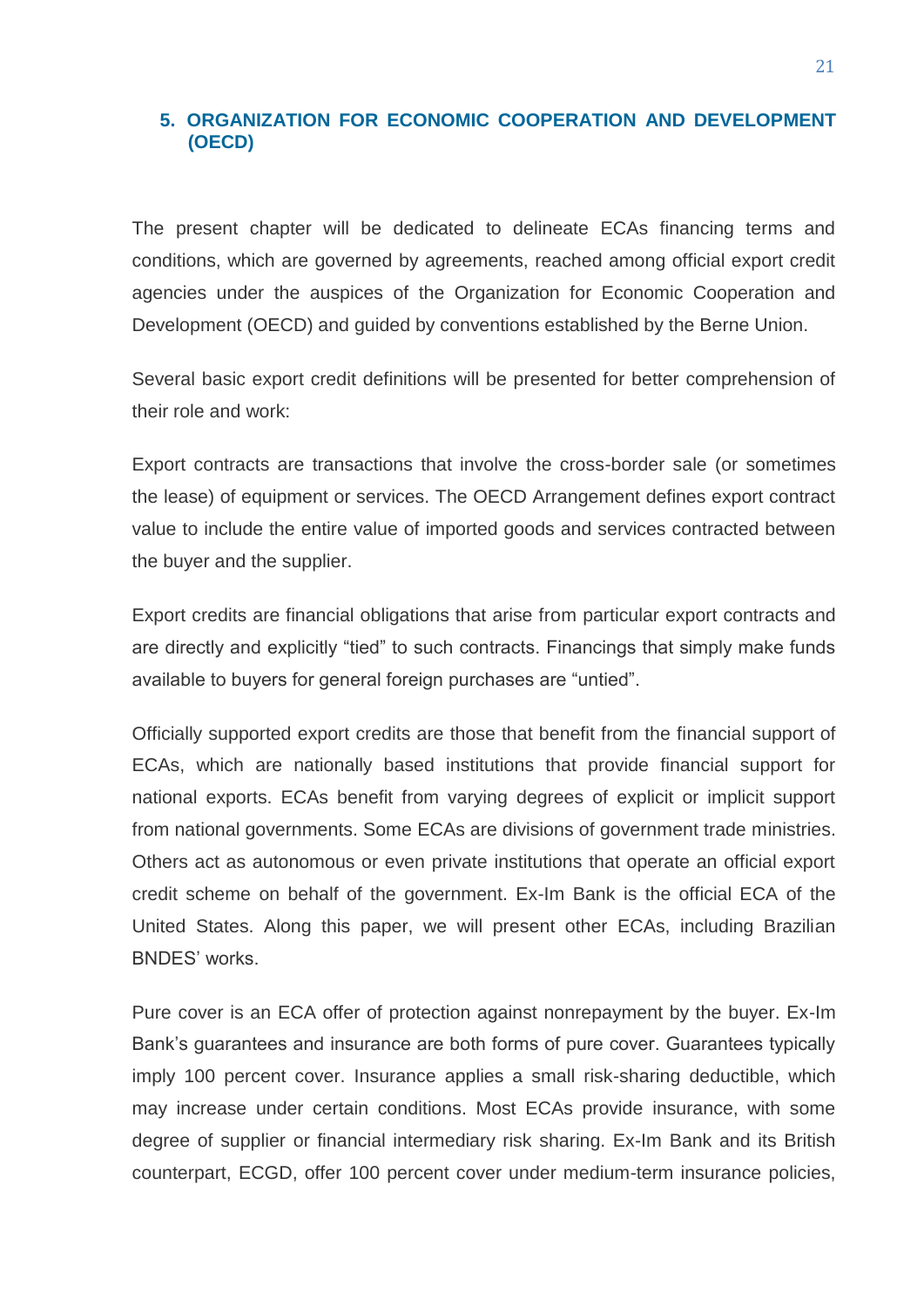## 5. ORGANIZATION FOR ECONOMIC COOPERATION AND DEVELOPMENT (OECD)

The present chapter will be dedicated to delineate ECAs financing terms and conditions, which are governed by agreements, reached among official export credit agencies under the auspices of the Organization for Economic Cooperation and Development (OECD) and guided by conventions established by the Berne Union.

Several basic export credit definitions will be presented for better comprehension of their role and work:

Export contracts are transactions that involve the cross-border sale (or sometimes the lease) of equipment or services. The OECD Arrangement defines export contract value to include the entire value of imported goods and services contracted between the buyer and the supplier.

Export credits are financial obligations that arise from particular export contracts and are directly and explicitly "tied" to such contracts. Financings that simply make funds available to buyers for general foreign purchases are "untied".

Officially supported export credits are those that benefit from the financial support of ECAs, which are nationally based institutions that provide financial support for national exports. ECAs benefit from varying degrees of explicit or implicit support from national governments. Some ECAs are divisions of government trade ministries. Others act as autonomous or even private institutions that operate an official export credit scheme on behalf of the government. Ex-Im Bank is the official ECA of the United States. Along this paper, we will present other ECAs, including Brazilian BNDES' works.

Pure cover is an ECA offer of protection against nonrepayment by the buyer. Ex-Im Bank's guarantees and insurance are both forms of pure cover. Guarantees typically imply 100 percent cover. Insurance applies a small risk-sharing deductible, which may increase under certain conditions. Most ECAs provide insurance, with some degree of supplier or financial intermediary risk sharing. Ex-Im Bank and its British counterpart, ECGD, offer 100 percent cover under medium-term insurance policies,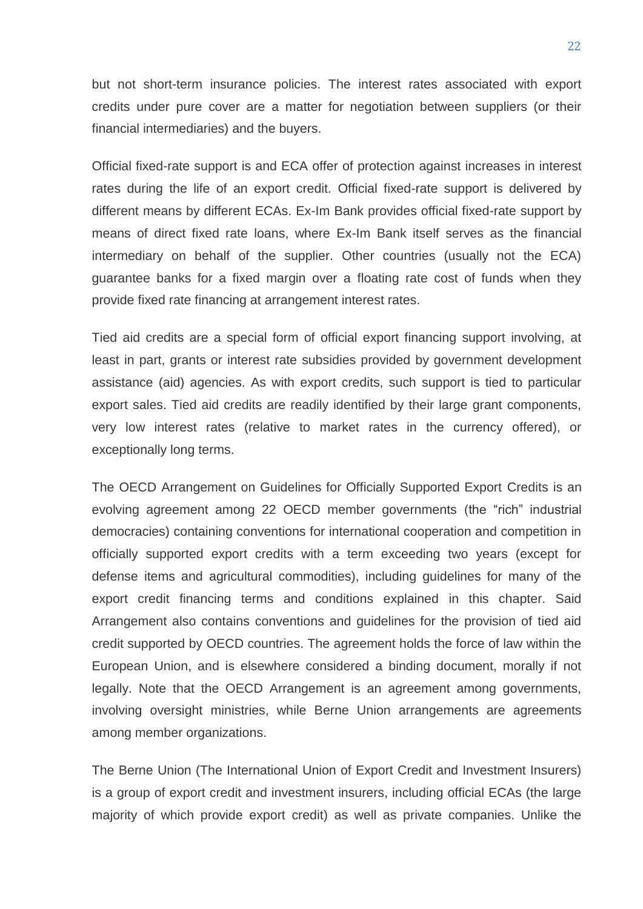but not short-term insurance policies. The interest rates associated with export credits under pure cover are a matter for negotiation between suppliers (or their financial intermediaries) and the buyers.

Official fixed-rate support is and ECA offer of protection against increases in interest rates during the life of an export credit. Official fixed-rate support is delivered by different means by different ECAs. Ex-Im Bank provides official fixed-rate support by means of direct fixed rate loans, where Ex-Im Bank itself serves as the financial intermediary on behalf of the supplier. Other countries (usually not the ECA) guarantee banks for a fixed margin over a floating rate cost of funds when they provide fixed rate financing at arrangement interest rates.

Tied aid credits are a special form of official export financing support involving, at least in part, grants or interest rate subsidies provided by government development assistance (aid) agencies. As with export credits, such support is tied to particular export sales. Tied aid credits are readily identified by their large grant components, very low interest rates (relative to market rates in the currency offered), or exceptionally long terms.

The OECD Arrangement on Guidelines for Officially Supported Export Credits is an evolving agreement among 22 OECD member governments (the "rich" industrial democracies) containing conventions for international cooperation and competition in officially supported export credits with a term exceeding two years (except for defense items and agricultural commodities), including guidelines for many of the export credit financing terms and conditions explained in this chapter. Said Arrangement also contains conventions and guidelines for the provision of tied aid credit supported by OECD countries. The agreement holds the force of law within the European Union, and is elsewhere considered a binding document, morally if not legally. Note that the OECD Arrangement is an agreement among governments, involving oversight ministries, while Berne Union arrangements are agreements among member organizations.

The Berne Union (The International Union of Export Credit and Investment Insurers) is a group of export credit and investment insurers, including official ECAs (the large majority of which provide export credit) as well as private companies. Unlike the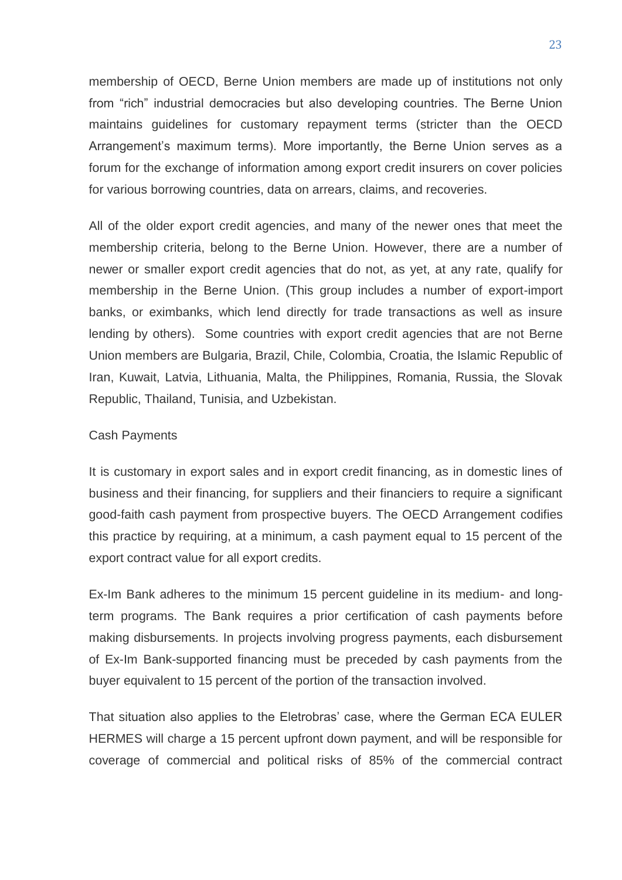membership of OECD, Berne Union members are made up of institutions not only from "rich" industrial democracies but also developing countries. The Berne Union maintains guidelines for customary repayment terms (stricter than the OECD Arrangement's maximum terms). More importantly, the Berne Union serves as a forum for the exchange of information among export credit insurers on cover policies for various borrowing countries, data on arrears, claims, and recoveries.

All of the older export credit agencies, and many of the newer ones that meet the membership criteria, belong to the Berne Union. However, there are a number of newer or smaller export credit agencies that do not, as yet, at any rate, qualify for membership in the Berne Union. (This group includes a number of export-import banks, or eximbanks, which lend directly for trade transactions as well as insure lending by others). Some countries with export credit agencies that are not Berne Union members are Bulgaria, Brazil, Chile, Colombia, Croatia, the Islamic Republic of Iran, Kuwait, Latvia, Lithuania, Malta, the Philippines, Romania, Russia, the Slovak Republic, Thailand, Tunisia, and Uzbekistan.

### Cash Payments

It is customary in export sales and in export credit financing, as in domestic lines of business and their financing, for suppliers and their financiers to require a significant good-faith cash payment from prospective buyers. The OECD Arrangement codifies this practice by requiring, at a minimum, a cash payment equal to 15 percent of the export contract value for all export credits.

Ex-Im Bank adheres to the minimum 15 percent guideline in its medium- and long-term programs. The Bank requires a prior certification of cash payments before making disbursements. In projects involving progress payments, each disbursement of Ex-Im Bank-supported financing must be preceded by cash payments from the buyer equivalent to 15 percent of the portion of the transaction involved.

That situation also applies to the Eletrobras' case, where the German ECA EULER HERMES will charge a 15 percent upfront down payment, and will be responsible for coverage of commercial and political risks of 85% of the commercial contract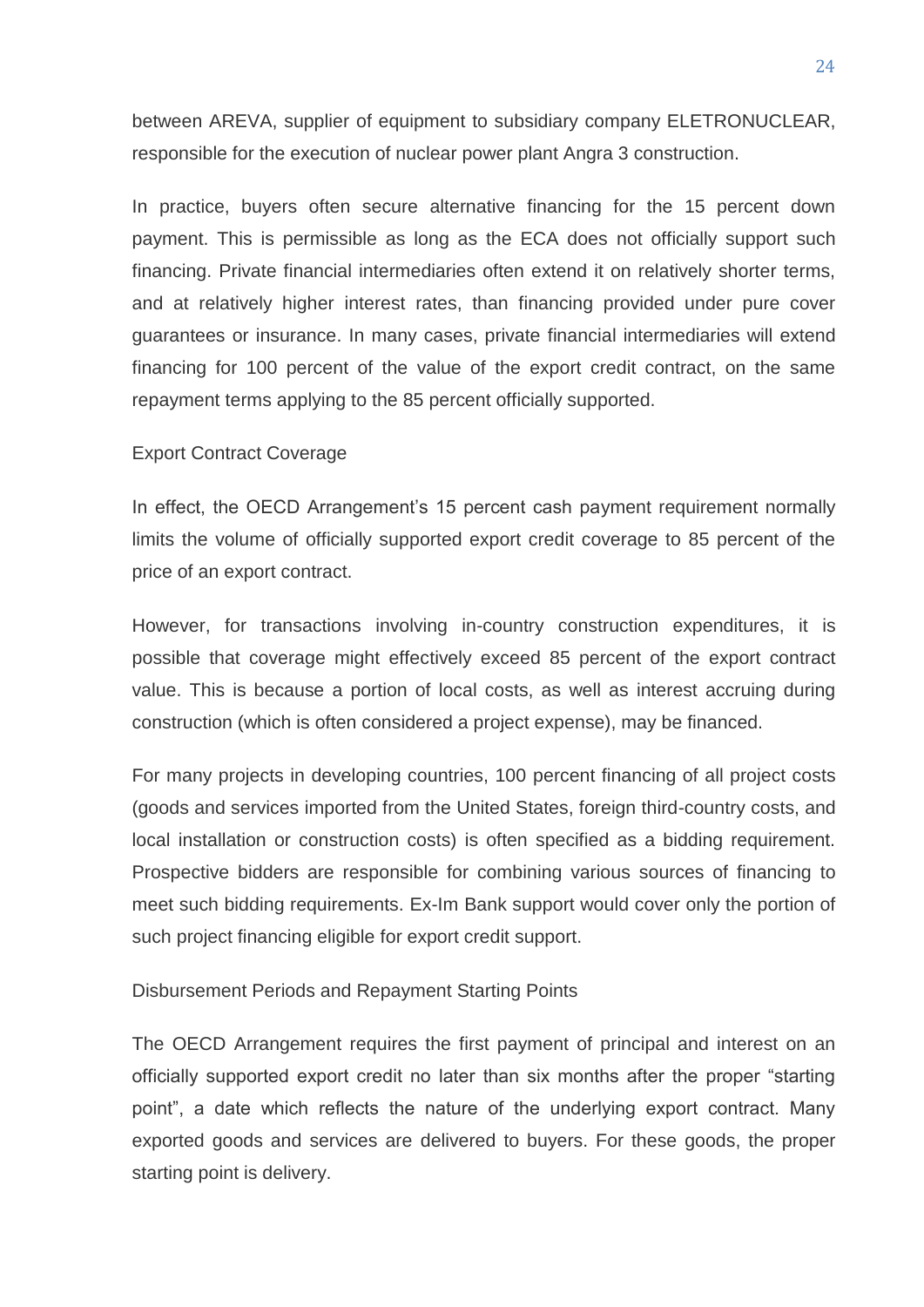between AREVA, supplier of equipment to subsidiary company ELETRONUCLEAR, responsible for the execution of nuclear power plant Angra 3 construction.

In practice, buyers often secure alternative financing for the 15 percent down payment. This is permissible as long as the ECA does not officially support such financing. Private financial intermediaries often extend it on relatively shorter terms, and at relatively higher interest rates, than financing provided under pure cover guarantees or insurance. In many cases, private financial intermediaries will extend financing for 100 percent of the value of the export credit contract, on the same repayment terms applying to the 85 percent officially supported.

### Export Contract Coverage

In effect, the OECD Arrangement's 15 percent cash payment requirement normally limits the volume of officially supported export credit coverage to 85 percent of the price of an export contract.

However, for transactions involving in-country construction expenditures, it is possible that coverage might effectively exceed 85 percent of the export contract value. This is because a portion of local costs, as well as interest accruing during construction (which is often considered a project expense), may be financed.

For many projects in developing countries, 100 percent financing of all project costs (goods and services imported from the United States, foreign third-country costs, and local installation or construction costs) is often specified as a bidding requirement. Prospective bidders are responsible for combining various sources of financing to meet such bidding requirements. Ex-Im Bank support would cover only the portion of such project financing eligible for export credit support.

### Disbursement Periods and Repayment Starting Points

The OECD Arrangement requires the first payment of principal and interest on an officially supported export credit no later than six months after the proper "starting point", a date which reflects the nature of the underlying export contract. Many exported goods and services are delivered to buyers. For these goods, the proper starting point is delivery.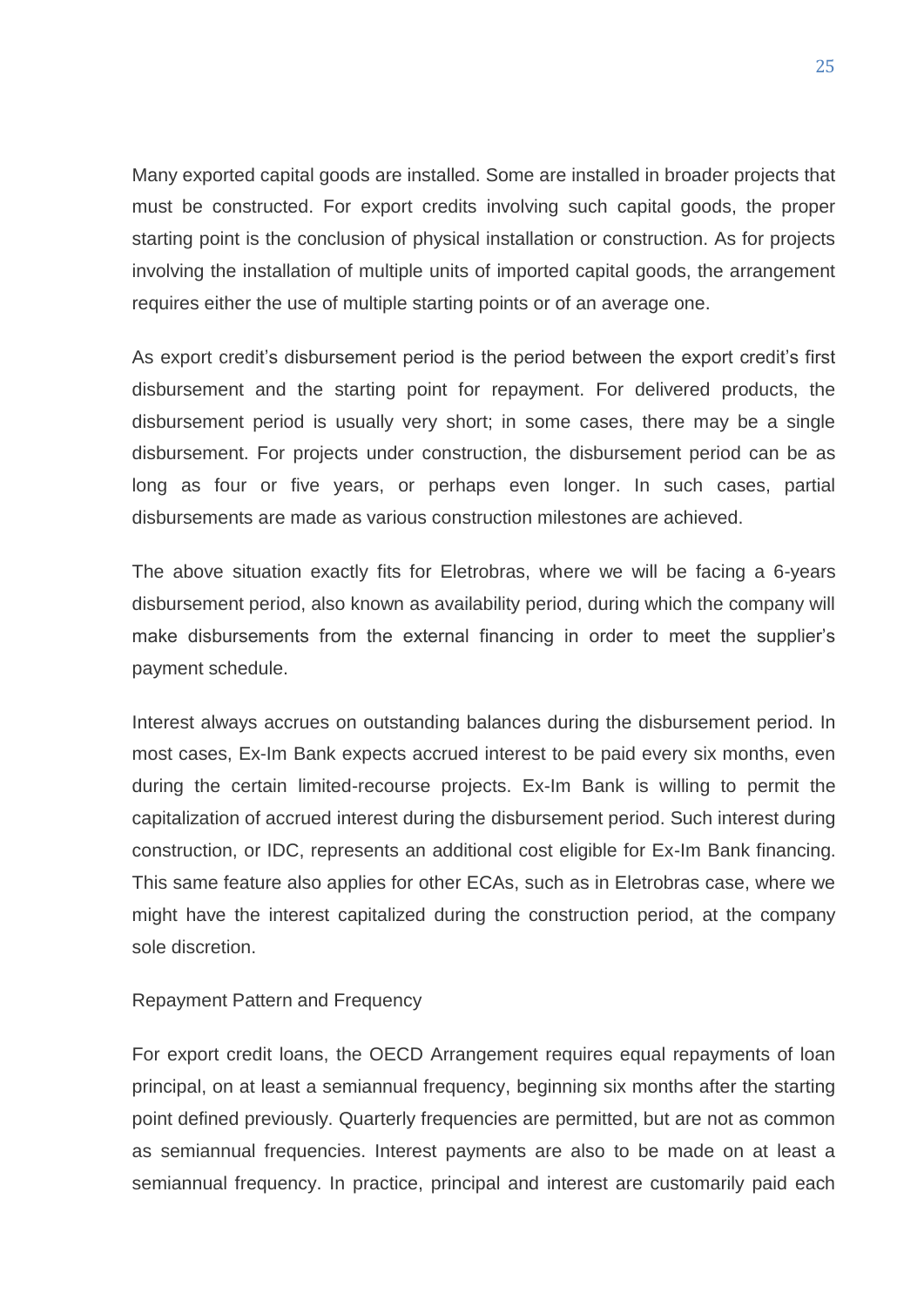Many exported capital goods are installed. Some are installed in broader projects that must be constructed. For export credits involving such capital goods, the proper starting point is the conclusion of physical installation or construction. As for projects involving the installation of multiple units of imported capital goods, the arrangement requires either the use of multiple starting points or of an average one.

As export credit's disbursement period is the period between the export credit's first disbursement and the starting point for repayment. For delivered products, the disbursement period is usually very short; in some cases, there may be a single disbursement. For projects under construction, the disbursement period can be as long as four or five years, or perhaps even longer. In such cases, partial disbursements are made as various construction milestones are achieved.

The above situation exactly fits for Eletrobras, where we will be facing a 6-years disbursement period, also known as availability period, during which the company will make disbursements from the external financing in order to meet the supplier's payment schedule.

Interest always accrues on outstanding balances during the disbursement period. In most cases, Ex-Im Bank expects accrued interest to be paid every six months, even during the certain limited-recourse projects. Ex-Im Bank is willing to permit the capitalization of accrued interest during the disbursement period. Such interest during construction, or IDC, represents an additional cost eligible for Ex-Im Bank financing. This same feature also applies for other ECAs, such as in Eletrobras case, where we might have the interest capitalized during the construction period, at the company sole discretion.

Repayment Pattern and Frequency

For export credit loans, the OECD Arrangement requires equal repayments of loan principal, on at least a semiannual frequency, beginning six months after the starting point defined previously. Quarterly frequencies are permitted, but are not as common as semiannual frequencies. Interest payments are also to be made on at least a semiannual frequency. In practice, principal and interest are customarily paid each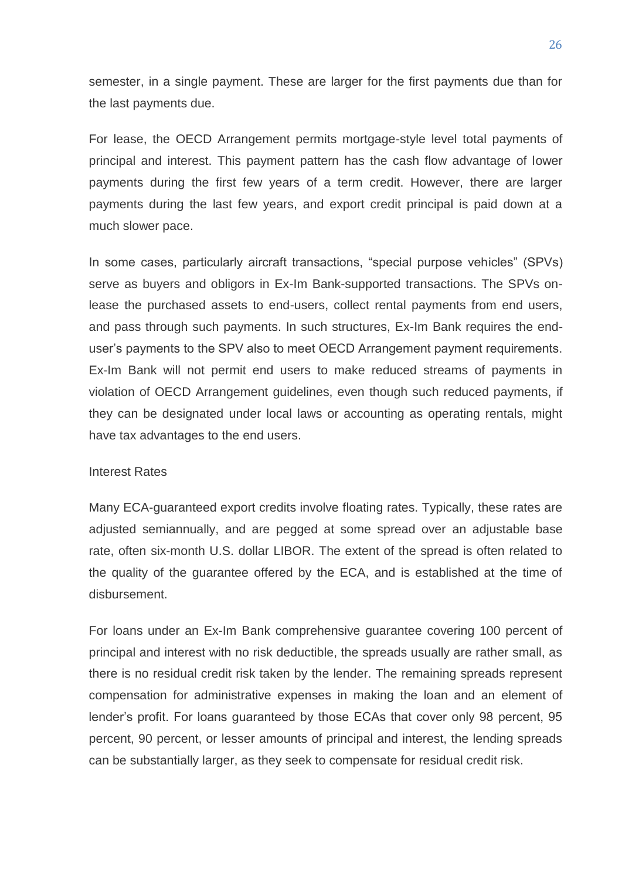semester, in a single payment. These are larger for the first payments due than for the last payments due.

For lease, the OECD Arrangement permits mortgage-style level total payments of principal and interest. This payment pattern has the cash flow advantage of lower payments during the first few years of a term credit. However, there are larger payments during the last few years, and export credit principal is paid down at a much slower pace.

In some cases, particularly aircraft transactions, "special purpose vehicles" (SPVs) serve as buyers and obligors in Ex-Im Bank-supported transactions. The SPVs on-lease the purchased assets to end-users, collect rental payments from end users, and pass through such payments. In such structures, Ex-Im Bank requires the end-user's payments to the SPV also to meet OECD Arrangement payment requirements. Ex-Im Bank will not permit end users to make reduced streams of payments in violation of OECD Arrangement guidelines, even though such reduced payments, if they can be designated under local laws or accounting as operating rentals, might have tax advantages to the end users.

### Interest Rates

Many ECA-guaranteed export credits involve floating rates. Typically, these rates are adjusted semiannually, and are pegged at some spread over an adjustable base rate, often six-month U.S. dollar LIBOR. The extent of the spread is often related to the quality of the guarantee offered by the ECA, and is established at the time of disbursement.

For loans under an Ex-Im Bank comprehensive guarantee covering 100 percent of principal and interest with no risk deductible, the spreads usually are rather small, as there is no residual credit risk taken by the lender. The remaining spreads represent compensation for administrative expenses in making the loan and an element of lender's profit. For loans guaranteed by those ECAs that cover only 98 percent, 95 percent, 90 percent, or lesser amounts of principal and interest, the lending spreads can be substantially larger, as they seek to compensate for residual credit risk.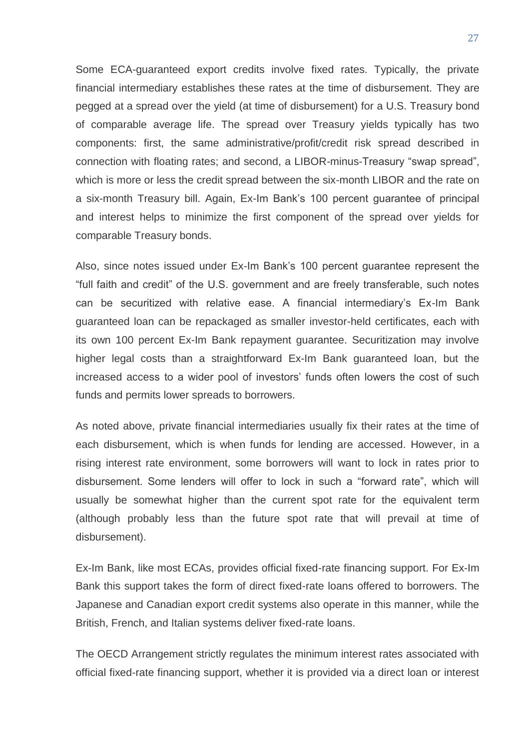Some ECA-guaranteed export credits involve fixed rates. Typically, the private financial intermediary establishes these rates at the time of disbursement. They are pegged at a spread over the yield (at time of disbursement) for a U.S. Treasury bond of comparable average life. The spread over Treasury yields typically has two components: first, the same administrative/profit/credit risk spread described in connection with floating rates; and second, a LIBOR-minus-Treasury "swap spread", which is more or less the credit spread between the six-month LIBOR and the rate on a six-month Treasury bill. Again, Ex-Im Bank's 100 percent guarantee of principal and interest helps to minimize the first component of the spread over yields for comparable Treasury bonds.

Also, since notes issued under Ex-Im Bank's 100 percent guarantee represent the "full faith and credit" of the U.S. government and are freely transferable, such notes can be securitized with relative ease. A financial intermediary's Ex-Im Bank guaranteed loan can be repackaged as smaller investor-held certificates, each with its own 100 percent Ex-Im Bank repayment guarantee. Securitization may involve higher legal costs than a straightforward Ex-Im Bank guaranteed loan, but the increased access to a wider pool of investors' funds often lowers the cost of such funds and permits lower spreads to borrowers.

As noted above, private financial intermediaries usually fix their rates at the time of each disbursement, which is when funds for lending are accessed. However, in a rising interest rate environment, some borrowers will want to lock in rates prior to disbursement. Some lenders will offer to lock in such a "forward rate", which will usually be somewhat higher than the current spot rate for the equivalent term (although probably less than the future spot rate that will prevail at time of disbursement).

Ex-Im Bank, like most ECAs, provides official fixed-rate financing support. For Ex-Im Bank this support takes the form of direct fixed-rate loans offered to borrowers. The Japanese and Canadian export credit systems also operate in this manner, while the British, French, and Italian systems deliver fixed-rate loans.

The OECD Arrangement strictly regulates the minimum interest rates associated with official fixed-rate financing support, whether it is provided via a direct loan or interest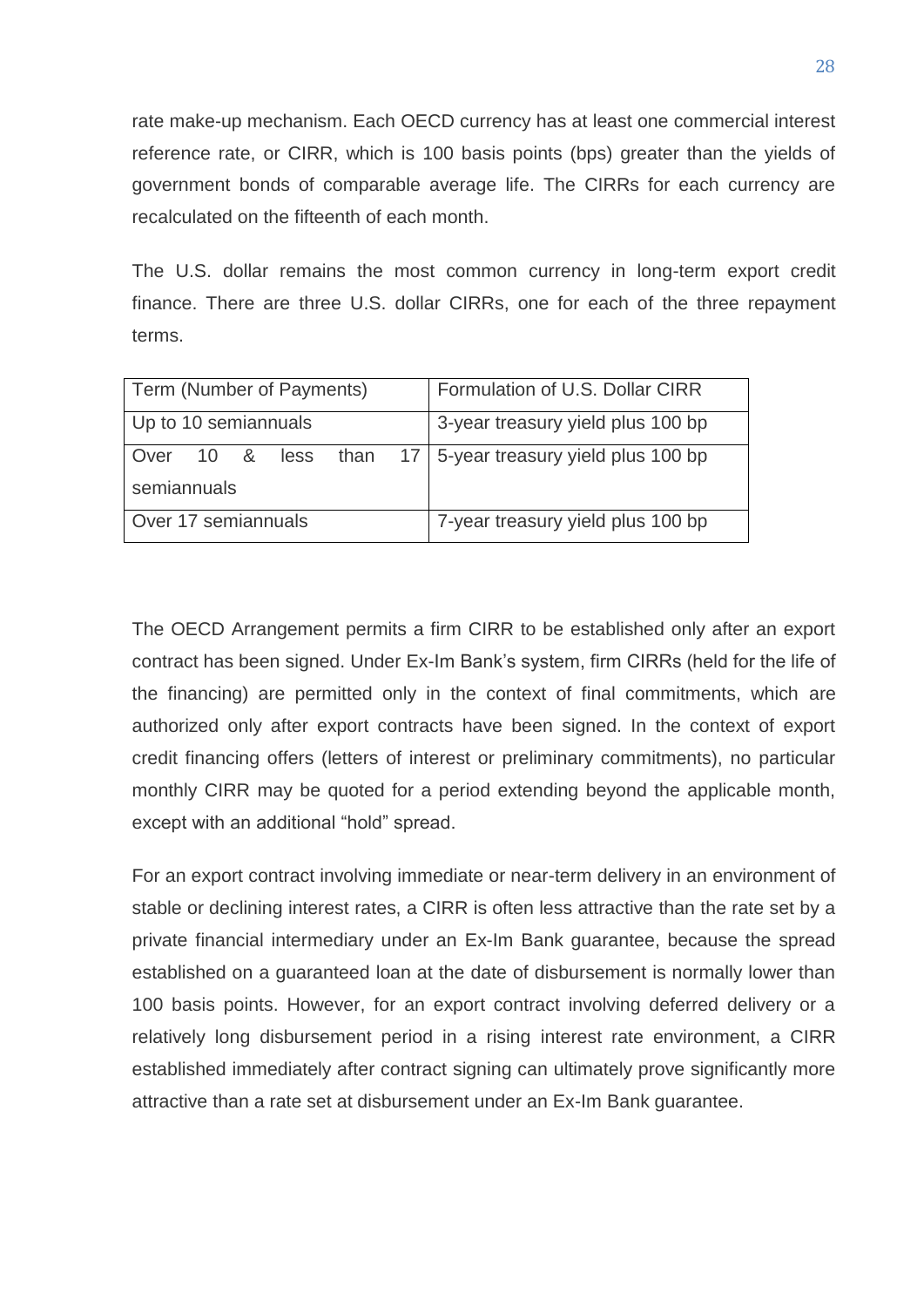rate make-up mechanism. Each OECD currency has at least one commercial interest reference rate, or CIRR, which is 100 basis points (bps) greater than the yields of government bonds of comparable average life. The CIRRs for each currency are recalculated on the fifteenth of each month.

The U.S. dollar remains the most common currency in long-term export credit finance. There are three U.S. dollar CIRRs, one for each of the three repayment terms.

| Term (Number of Payments) | Formulation of U.S. Dollar CIRR |
|---|---|
| Up to 10 semiannuals | 3-year treasury yield plus 100 bp |
| Over 10 & less than 17 semiannuals | 5-year treasury yield plus 100 bp |
| Over 17 semiannuals | 7-year treasury yield plus 100 bp |

The OECD Arrangement permits a firm CIRR to be established only after an export contract has been signed. Under Ex-Im Bank's system, firm CIRRs (held for the life of the financing) are permitted only in the context of final commitments, which are authorized only after export contracts have been signed. In the context of export credit financing offers (letters of interest or preliminary commitments), no particular monthly CIRR may be quoted for a period extending beyond the applicable month, except with an additional "hold" spread.

For an export contract involving immediate or near-term delivery in an environment of stable or declining interest rates, a CIRR is often less attractive than the rate set by a private financial intermediary under an Ex-Im Bank guarantee, because the spread established on a guaranteed loan at the date of disbursement is normally lower than 100 basis points. However, for an export contract involving deferred delivery or a relatively long disbursement period in a rising interest rate environment, a CIRR established immediately after contract signing can ultimately prove significantly more attractive than a rate set at disbursement under an Ex-Im Bank guarantee.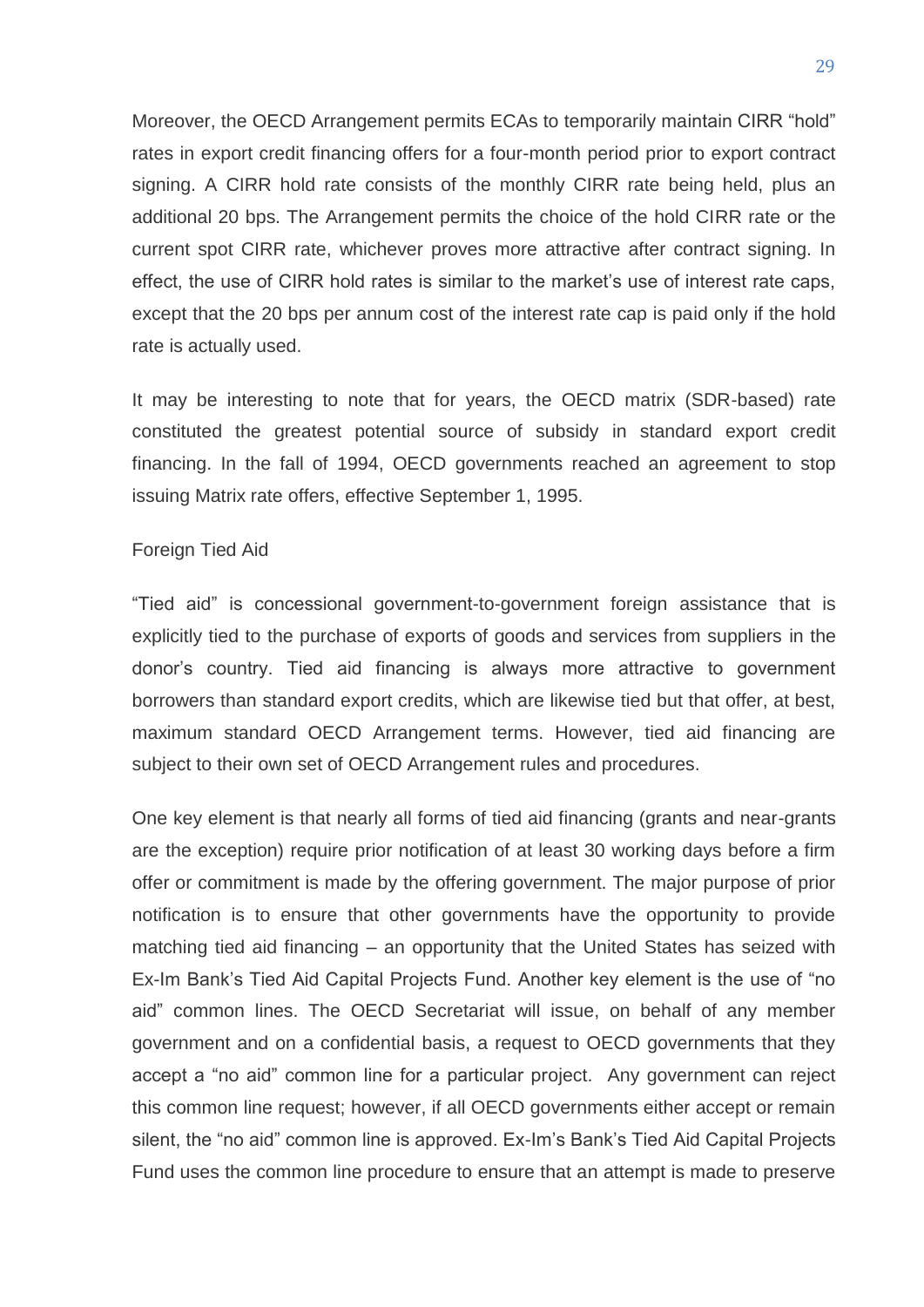Moreover, the OECD Arrangement permits ECAs to temporarily maintain CIRR "hold" rates in export credit financing offers for a four-month period prior to export contract signing. A CIRR hold rate consists of the monthly CIRR rate being held, plus an additional 20 bps. The Arrangement permits the choice of the hold CIRR rate or the current spot CIRR rate, whichever proves more attractive after contract signing. In effect, the use of CIRR hold rates is similar to the market's use of interest rate caps, except that the 20 bps per annum cost of the interest rate cap is paid only if the hold rate is actually used.

It may be interesting to note that for years, the OECD matrix (SDR-based) rate constituted the greatest potential source of subsidy in standard export credit financing. In the fall of 1994, OECD governments reached an agreement to stop issuing Matrix rate offers, effective September 1, 1995.

### Foreign Tied Aid

"Tied aid" is concessional government-to-government foreign assistance that is explicitly tied to the purchase of exports of goods and services from suppliers in the donor's country. Tied aid financing is always more attractive to government borrowers than standard export credits, which are likewise tied but that offer, at best, maximum standard OECD Arrangement terms. However, tied aid financing are subject to their own set of OECD Arrangement rules and procedures.

One key element is that nearly all forms of tied aid financing (grants and near-grants are the exception) require prior notification of at least 30 working days before a firm offer or commitment is made by the offering government. The major purpose of prior notification is to ensure that other governments have the opportunity to provide matching tied aid financing – an opportunity that the United States has seized with Ex-Im Bank's Tied Aid Capital Projects Fund. Another key element is the use of "no aid" common lines. The OECD Secretariat will issue, on behalf of any member government and on a confidential basis, a request to OECD governments that they accept a "no aid" common line for a particular project. Any government can reject this common line request; however, if all OECD governments either accept or remain silent, the "no aid" common line is approved. Ex-Im's Bank's Tied Aid Capital Projects Fund uses the common line procedure to ensure that an attempt is made to preserve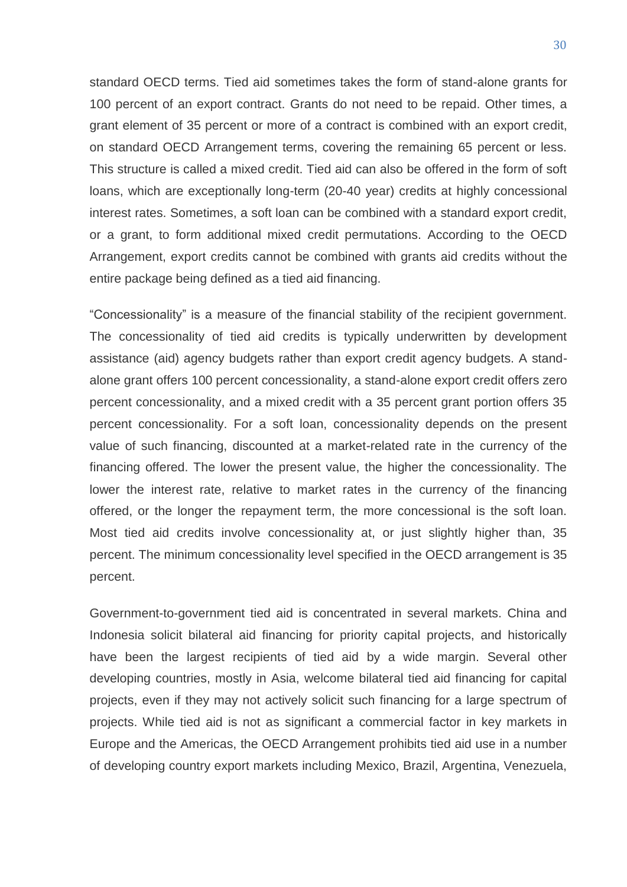standard OECD terms. Tied aid sometimes takes the form of stand-alone grants for 100 percent of an export contract. Grants do not need to be repaid. Other times, a grant element of 35 percent or more of a contract is combined with an export credit, on standard OECD Arrangement terms, covering the remaining 65 percent or less. This structure is called a mixed credit. Tied aid can also be offered in the form of soft loans, which are exceptionally long-term (20-40 year) credits at highly concessional interest rates. Sometimes, a soft loan can be combined with a standard export credit, or a grant, to form additional mixed credit permutations. According to the OECD Arrangement, export credits cannot be combined with grants aid credits without the entire package being defined as a tied aid financing.

“Concessionality” is a measure of the financial stability of the recipient government. The concessionality of tied aid credits is typically underwritten by development assistance (aid) agency budgets rather than export credit agency budgets. A stand-alone grant offers 100 percent concessionality, a stand-alone export credit offers zero percent concessionality, and a mixed credit with a 35 percent grant portion offers 35 percent concessionality. For a soft loan, concessionality depends on the present value of such financing, discounted at a market-related rate in the currency of the financing offered. The lower the present value, the higher the concessionality. The lower the interest rate, relative to market rates in the currency of the financing offered, or the longer the repayment term, the more concessional is the soft loan. Most tied aid credits involve concessionality at, or just slightly higher than, 35 percent. The minimum concessionality level specified in the OECD arrangement is 35 percent.

Government-to-government tied aid is concentrated in several markets. China and Indonesia solicit bilateral aid financing for priority capital projects, and historically have been the largest recipients of tied aid by a wide margin. Several other developing countries, mostly in Asia, welcome bilateral tied aid financing for capital projects, even if they may not actively solicit such financing for a large spectrum of projects. While tied aid is not as significant a commercial factor in key markets in Europe and the Americas, the OECD Arrangement prohibits tied aid use in a number of developing country export markets including Mexico, Brazil, Argentina, Venezuela,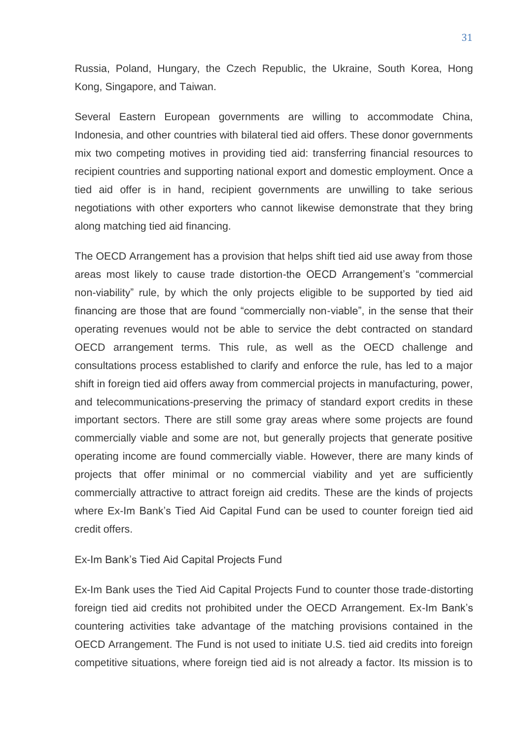Russia, Poland, Hungary, the Czech Republic, the Ukraine, South Korea, Hong Kong, Singapore, and Taiwan.

Several Eastern European governments are willing to accommodate China, Indonesia, and other countries with bilateral tied aid offers. These donor governments mix two competing motives in providing tied aid: transferring financial resources to recipient countries and supporting national export and domestic employment. Once a tied aid offer is in hand, recipient governments are unwilling to take serious negotiations with other exporters who cannot likewise demonstrate that they bring along matching tied aid financing.

The OECD Arrangement has a provision that helps shift tied aid use away from those areas most likely to cause trade distortion-the OECD Arrangement's "commercial non-viability" rule, by which the only projects eligible to be supported by tied aid financing are those that are found "commercially non-viable", in the sense that their operating revenues would not be able to service the debt contracted on standard OECD arrangement terms. This rule, as well as the OECD challenge and consultations process established to clarify and enforce the rule, has led to a major shift in foreign tied aid offers away from commercial projects in manufacturing, power, and telecommunications-preserving the primacy of standard export credits in these important sectors. There are still some gray areas where some projects are found commercially viable and some are not, but generally projects that generate positive operating income are found commercially viable. However, there are many kinds of projects that offer minimal or no commercial viability and yet are sufficiently commercially attractive to attract foreign aid credits. These are the kinds of projects where Ex-Im Bank's Tied Aid Capital Fund can be used to counter foreign tied aid credit offers.

### Ex-Im Bank's Tied Aid Capital Projects Fund

Ex-Im Bank uses the Tied Aid Capital Projects Fund to counter those trade-distorting foreign tied aid credits not prohibited under the OECD Arrangement. Ex-Im Bank's countering activities take advantage of the matching provisions contained in the OECD Arrangement. The Fund is not used to initiate U.S. tied aid credits into foreign competitive situations, where foreign tied aid is not already a factor. Its mission is to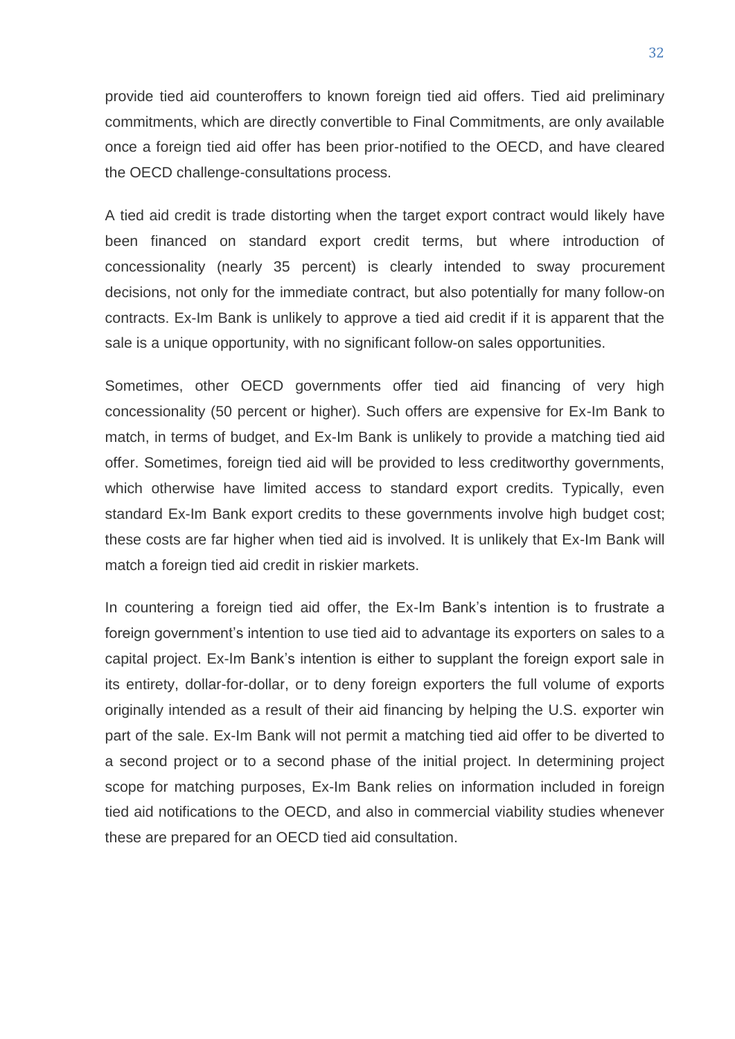provide tied aid counteroffers to known foreign tied aid offers. Tied aid preliminary commitments, which are directly convertible to Final Commitments, are only available once a foreign tied aid offer has been prior-notified to the OECD, and have cleared the OECD challenge-consultations process.

A tied aid credit is trade distorting when the target export contract would likely have been financed on standard export credit terms, but where introduction of concessionality (nearly 35 percent) is clearly intended to sway procurement decisions, not only for the immediate contract, but also potentially for many follow-on contracts. Ex-Im Bank is unlikely to approve a tied aid credit if it is apparent that the sale is a unique opportunity, with no significant follow-on sales opportunities.

Sometimes, other OECD governments offer tied aid financing of very high concessionality (50 percent or higher). Such offers are expensive for Ex-Im Bank to match, in terms of budget, and Ex-Im Bank is unlikely to provide a matching tied aid offer. Sometimes, foreign tied aid will be provided to less creditworthy governments, which otherwise have limited access to standard export credits. Typically, even standard Ex-Im Bank export credits to these governments involve high budget cost; these costs are far higher when tied aid is involved. It is unlikely that Ex-Im Bank will match a foreign tied aid credit in riskier markets.

In countering a foreign tied aid offer, the Ex-Im Bank's intention is to frustrate a foreign government's intention to use tied aid to advantage its exporters on sales to a capital project. Ex-Im Bank's intention is either to supplant the foreign export sale in its entirety, dollar-for-dollar, or to deny foreign exporters the full volume of exports originally intended as a result of their aid financing by helping the U.S. exporter win part of the sale. Ex-Im Bank will not permit a matching tied aid offer to be diverted to a second project or to a second phase of the initial project. In determining project scope for matching purposes, Ex-Im Bank relies on information included in foreign tied aid notifications to the OECD, and also in commercial viability studies whenever these are prepared for an OECD tied aid consultation.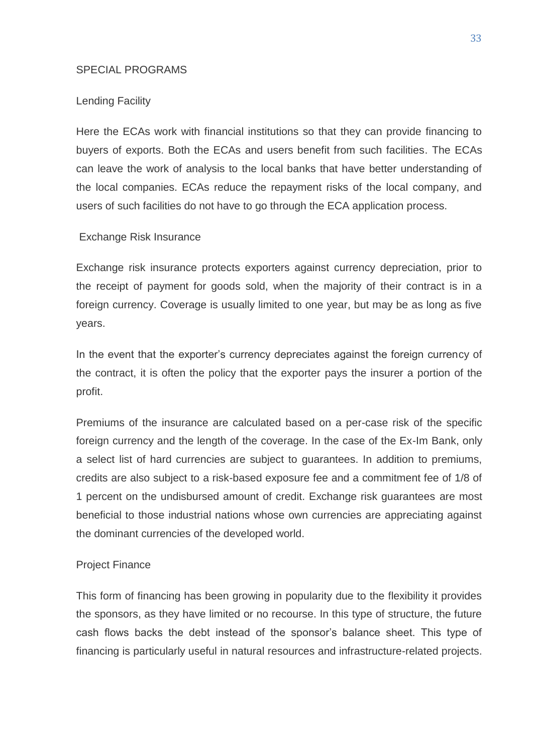## SPECIAL PROGRAMS

### Lending Facility

Here the ECAs work with financial institutions so that they can provide financing to buyers of exports. Both the ECAs and users benefit from such facilities. The ECAs can leave the work of analysis to the local banks that have better understanding of the local companies. ECAs reduce the repayment risks of the local company, and users of such facilities do not have to go through the ECA application process.

### Exchange Risk Insurance

Exchange risk insurance protects exporters against currency depreciation, prior to the receipt of payment for goods sold, when the majority of their contract is in a foreign currency. Coverage is usually limited to one year, but may be as long as five years.

In the event that the exporter's currency depreciates against the foreign currency of the contract, it is often the policy that the exporter pays the insurer a portion of the profit.

Premiums of the insurance are calculated based on a per-case risk of the specific foreign currency and the length of the coverage. In the case of the Ex-Im Bank, only a select list of hard currencies are subject to guarantees. In addition to premiums, credits are also subject to a risk-based exposure fee and a commitment fee of 1/8 of 1 percent on the undisbursed amount of credit. Exchange risk guarantees are most beneficial to those industrial nations whose own currencies are appreciating against the dominant currencies of the developed world.

### Project Finance

This form of financing has been growing in popularity due to the flexibility it provides the sponsors, as they have limited or no recourse. In this type of structure, the future cash flows backs the debt instead of the sponsor's balance sheet. This type of financing is particularly useful in natural resources and infrastructure-related projects.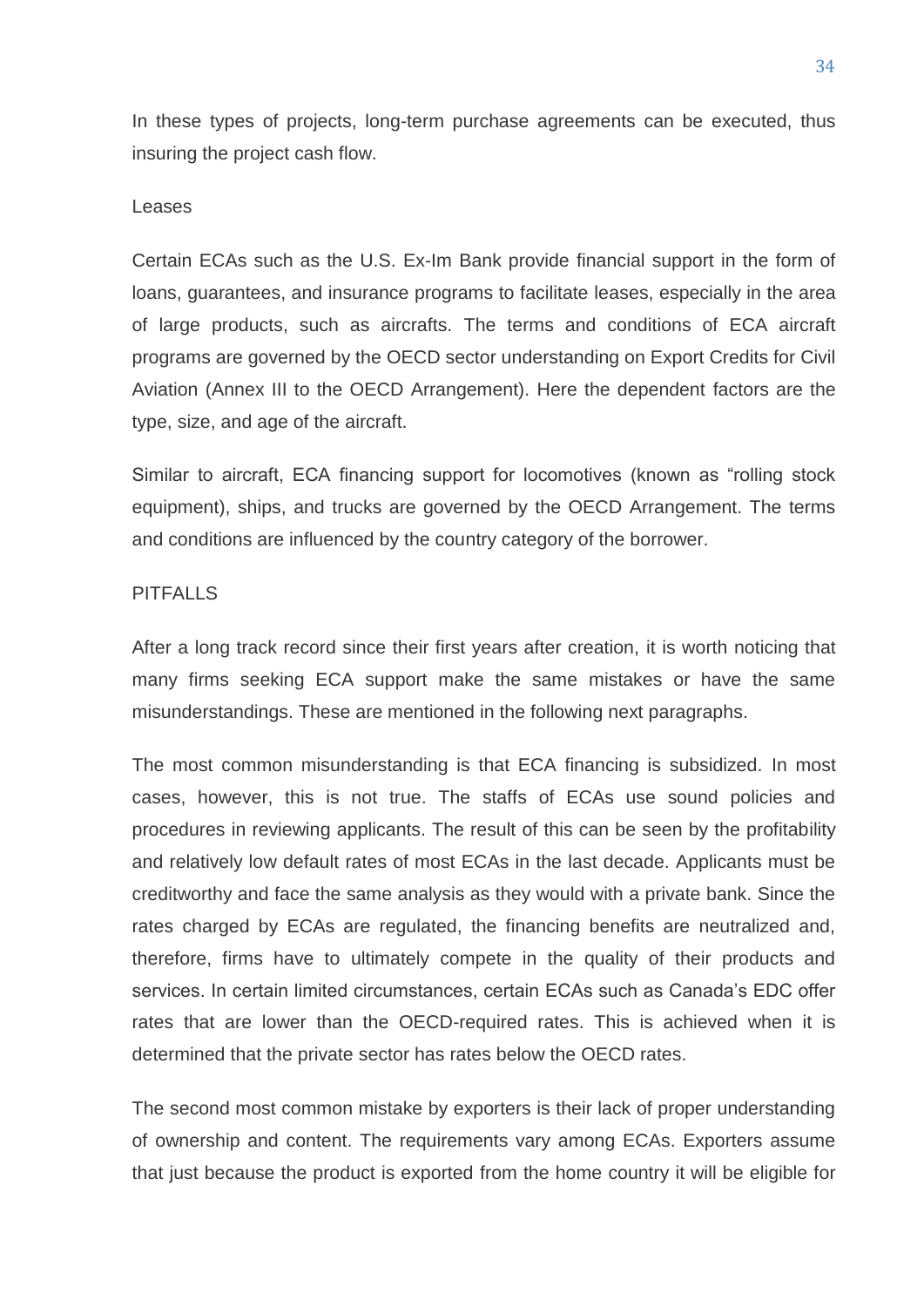In these types of projects, long-term purchase agreements can be executed, thus insuring the project cash flow.

### Leases

Certain ECAs such as the U.S. Ex-Im Bank provide financial support in the form of loans, guarantees, and insurance programs to facilitate leases, especially in the area of large products, such as aircrafts. The terms and conditions of ECA aircraft programs are governed by the OECD sector understanding on Export Credits for Civil Aviation (Annex III to the OECD Arrangement). Here the dependent factors are the type, size, and age of the aircraft.

Similar to aircraft, ECA financing support for locomotives (known as "rolling stock equipment), ships, and trucks are governed by the OECD Arrangement. The terms and conditions are influenced by the country category of the borrower.

## PITFALLS

After a long track record since their first years after creation, it is worth noticing that many firms seeking ECA support make the same mistakes or have the same misunderstandings. These are mentioned in the following next paragraphs.

The most common misunderstanding is that ECA financing is subsidized. In most cases, however, this is not true. The staffs of ECAs use sound policies and procedures in reviewing applicants. The result of this can be seen by the profitability and relatively low default rates of most ECAs in the last decade. Applicants must be creditworthy and face the same analysis as they would with a private bank. Since the rates charged by ECAs are regulated, the financing benefits are neutralized and, therefore, firms have to ultimately compete in the quality of their products and services. In certain limited circumstances, certain ECAs such as Canada's EDC offer rates that are lower than the OECD-required rates. This is achieved when it is determined that the private sector has rates below the OECD rates.

The second most common mistake by exporters is their lack of proper understanding of ownership and content. The requirements vary among ECAs. Exporters assume that just because the product is exported from the home country it will be eligible for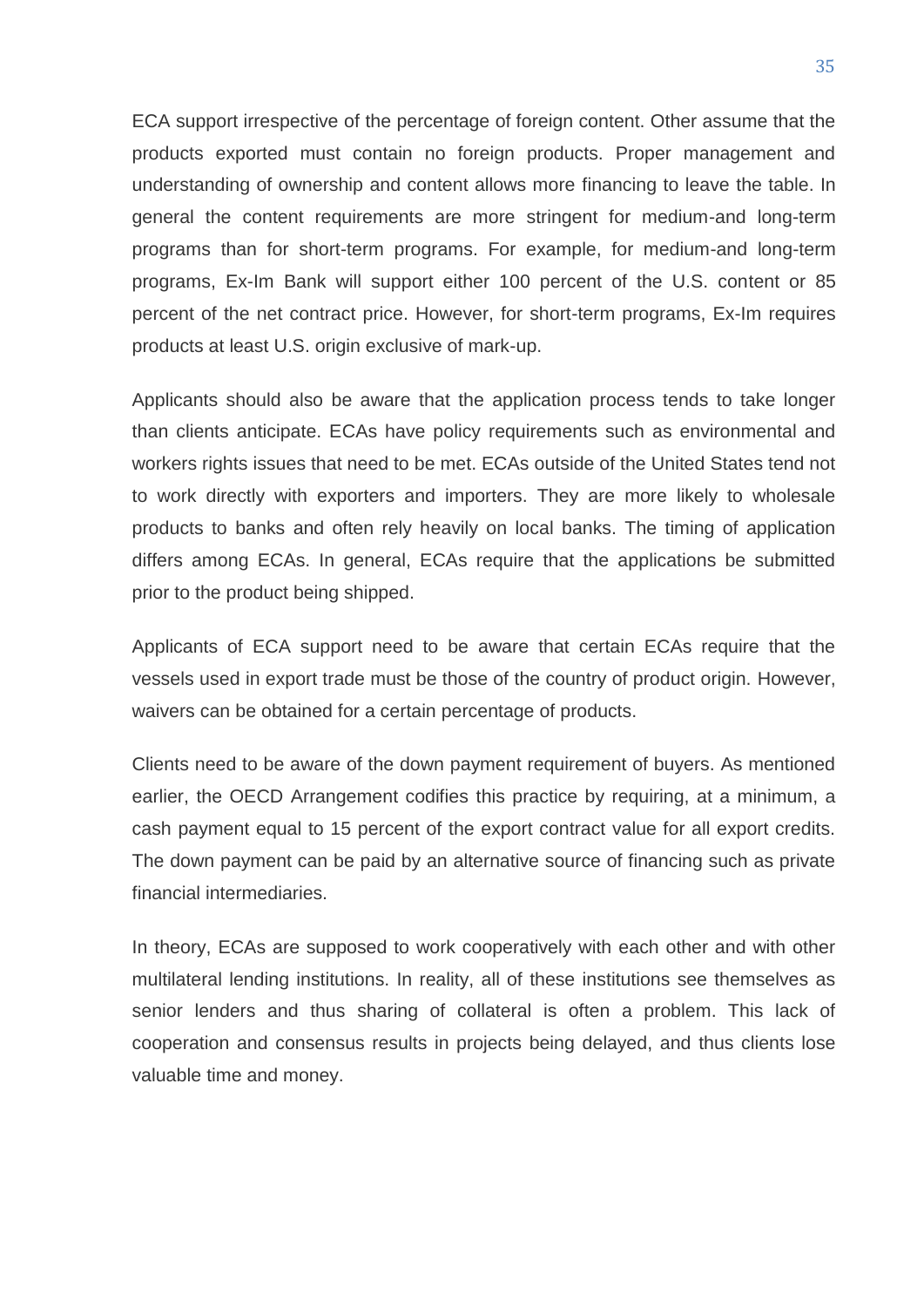ECA support irrespective of the percentage of foreign content. Other assume that the products exported must contain no foreign products. Proper management and understanding of ownership and content allows more financing to leave the table. In general the content requirements are more stringent for medium-and long-term programs than for short-term programs. For example, for medium-and long-term programs, Ex-Im Bank will support either 100 percent of the U.S. content or 85 percent of the net contract price. However, for short-term programs, Ex-Im requires products at least U.S. origin exclusive of mark-up.

Applicants should also be aware that the application process tends to take longer than clients anticipate. ECAs have policy requirements such as environmental and workers rights issues that need to be met. ECAs outside of the United States tend not to work directly with exporters and importers. They are more likely to wholesale products to banks and often rely heavily on local banks. The timing of application differs among ECAs. In general, ECAs require that the applications be submitted prior to the product being shipped.

Applicants of ECA support need to be aware that certain ECAs require that the vessels used in export trade must be those of the country of product origin. However, waivers can be obtained for a certain percentage of products.

Clients need to be aware of the down payment requirement of buyers. As mentioned earlier, the OECD Arrangement codifies this practice by requiring, at a minimum, a cash payment equal to 15 percent of the export contract value for all export credits. The down payment can be paid by an alternative source of financing such as private financial intermediaries.

In theory, ECAs are supposed to work cooperatively with each other and with other multilateral lending institutions. In reality, all of these institutions see themselves as senior lenders and thus sharing of collateral is often a problem. This lack of cooperation and consensus results in projects being delayed, and thus clients lose valuable time and money.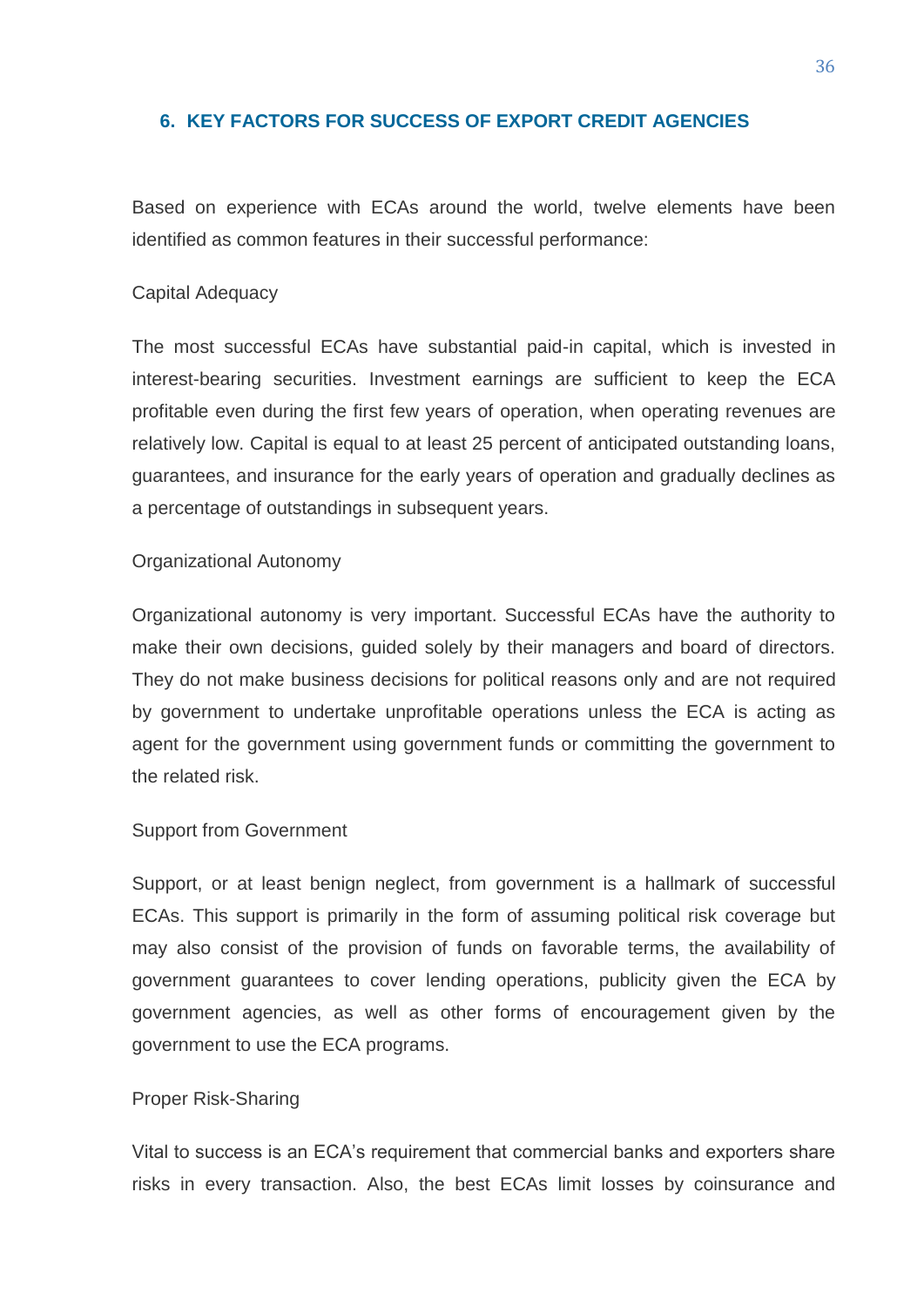## 6. KEY FACTORS FOR SUCCESS OF EXPORT CREDIT AGENCIES

Based on experience with ECAs around the world, twelve elements have been identified as common features in their successful performance:

### Capital Adequacy

The most successful ECAs have substantial paid-in capital, which is invested in interest-bearing securities. Investment earnings are sufficient to keep the ECA profitable even during the first few years of operation, when operating revenues are relatively low. Capital is equal to at least 25 percent of anticipated outstanding loans, guarantees, and insurance for the early years of operation and gradually declines as a percentage of outstandings in subsequent years.

### Organizational Autonomy

Organizational autonomy is very important. Successful ECAs have the authority to make their own decisions, guided solely by their managers and board of directors. They do not make business decisions for political reasons only and are not required by government to undertake unprofitable operations unless the ECA is acting as agent for the government using government funds or committing the government to the related risk.

### Support from Government

Support, or at least benign neglect, from government is a hallmark of successful ECAs. This support is primarily in the form of assuming political risk coverage but may also consist of the provision of funds on favorable terms, the availability of government guarantees to cover lending operations, publicity given the ECA by government agencies, as well as other forms of encouragement given by the government to use the ECA programs.

### Proper Risk-Sharing

Vital to success is an ECA's requirement that commercial banks and exporters share risks in every transaction. Also, the best ECAs limit losses by coinsurance and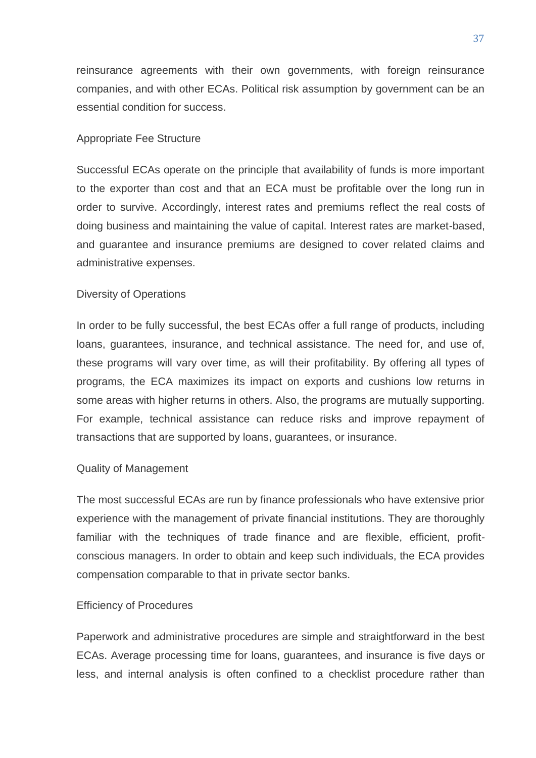reinsurance agreements with their own governments, with foreign reinsurance companies, and with other ECAs. Political risk assumption by government can be an essential condition for success.

### Appropriate Fee Structure

Successful ECAs operate on the principle that availability of funds is more important to the exporter than cost and that an ECA must be profitable over the long run in order to survive. Accordingly, interest rates and premiums reflect the real costs of doing business and maintaining the value of capital. Interest rates are market-based, and guarantee and insurance premiums are designed to cover related claims and administrative expenses.

### Diversity of Operations

In order to be fully successful, the best ECAs offer a full range of products, including loans, guarantees, insurance, and technical assistance. The need for, and use of, these programs will vary over time, as will their profitability. By offering all types of programs, the ECA maximizes its impact on exports and cushions low returns in some areas with higher returns in others. Also, the programs are mutually supporting. For example, technical assistance can reduce risks and improve repayment of transactions that are supported by loans, guarantees, or insurance.

### Quality of Management

The most successful ECAs are run by finance professionals who have extensive prior experience with the management of private financial institutions. They are thoroughly familiar with the techniques of trade finance and are flexible, efficient, profit-conscious managers. In order to obtain and keep such individuals, the ECA provides compensation comparable to that in private sector banks.

### Efficiency of Procedures

Paperwork and administrative procedures are simple and straightforward in the best ECAs. Average processing time for loans, guarantees, and insurance is five days or less, and internal analysis is often confined to a checklist procedure rather than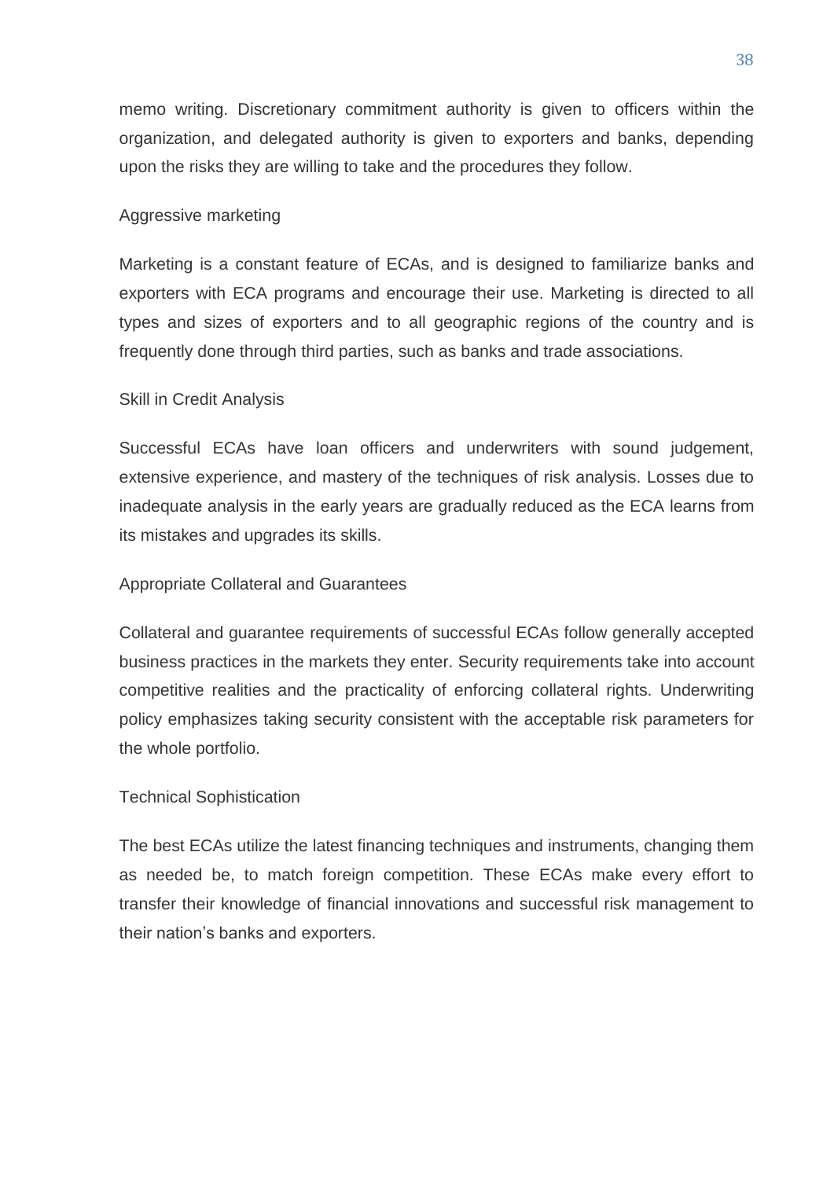memo writing. Discretionary commitment authority is given to officers within the organization, and delegated authority is given to exporters and banks, depending upon the risks they are willing to take and the procedures they follow.

### Aggressive marketing

Marketing is a constant feature of ECAs, and is designed to familiarize banks and exporters with ECA programs and encourage their use. Marketing is directed to all types and sizes of exporters and to all geographic regions of the country and is frequently done through third parties, such as banks and trade associations.

### Skill in Credit Analysis

Successful ECAs have loan officers and underwriters with sound judgement, extensive experience, and mastery of the techniques of risk analysis. Losses due to inadequate analysis in the early years are gradually reduced as the ECA learns from its mistakes and upgrades its skills.

### Appropriate Collateral and Guarantees

Collateral and guarantee requirements of successful ECAs follow generally accepted business practices in the markets they enter. Security requirements take into account competitive realities and the practicality of enforcing collateral rights. Underwriting policy emphasizes taking security consistent with the acceptable risk parameters for the whole portfolio.

### Technical Sophistication

The best ECAs utilize the latest financing techniques and instruments, changing them as needed be, to match foreign competition. These ECAs make every effort to transfer their knowledge of financial innovations and successful risk management to their nation's banks and exporters.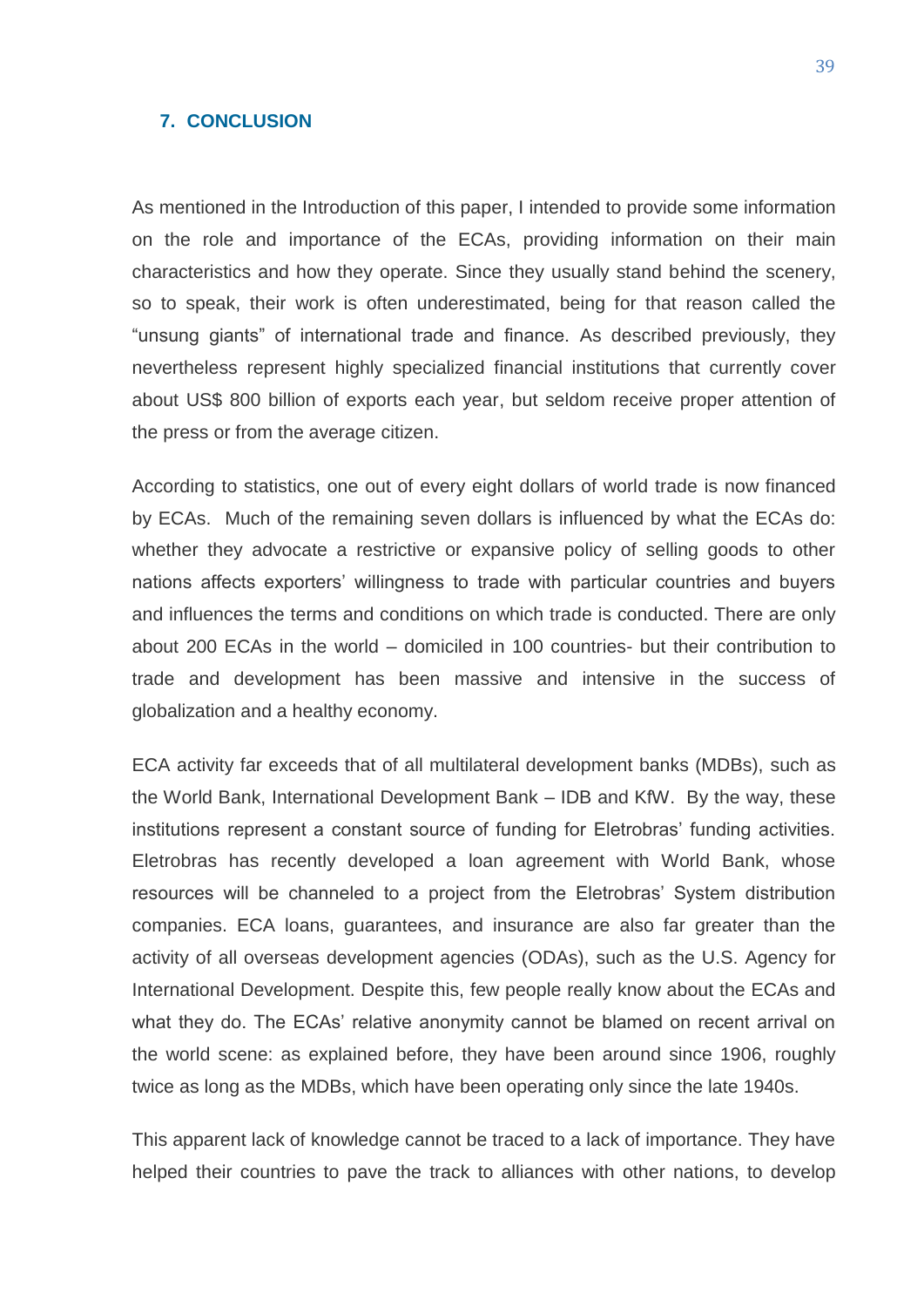## 7. CONCLUSION

As mentioned in the Introduction of this paper, I intended to provide some information on the role and importance of the ECAs, providing information on their main characteristics and how they operate. Since they usually stand behind the scenery, so to speak, their work is often underestimated, being for that reason called the "unsung giants" of international trade and finance. As described previously, they nevertheless represent highly specialized financial institutions that currently cover about US$ 800 billion of exports each year, but seldom receive proper attention of the press or from the average citizen.

According to statistics, one out of every eight dollars of world trade is now financed by ECAs. Much of the remaining seven dollars is influenced by what the ECAs do: whether they advocate a restrictive or expansive policy of selling goods to other nations affects exporters' willingness to trade with particular countries and buyers and influences the terms and conditions on which trade is conducted. There are only about 200 ECAs in the world – domiciled in 100 countries- but their contribution to trade and development has been massive and intensive in the success of globalization and a healthy economy.

ECA activity far exceeds that of all multilateral development banks (MDBs), such as the World Bank, International Development Bank – IDB and KfW. By the way, these institutions represent a constant source of funding for Eletrobras' funding activities. Eletrobras has recently developed a loan agreement with World Bank, whose resources will be channeled to a project from the Eletrobras' System distribution companies. ECA loans, guarantees, and insurance are also far greater than the activity of all overseas development agencies (ODAs), such as the U.S. Agency for International Development. Despite this, few people really know about the ECAs and what they do. The ECAs' relative anonymity cannot be blamed on recent arrival on the world scene: as explained before, they have been around since 1906, roughly twice as long as the MDBs, which have been operating only since the late 1940s.

This apparent lack of knowledge cannot be traced to a lack of importance. They have helped their countries to pave the track to alliances with other nations, to develop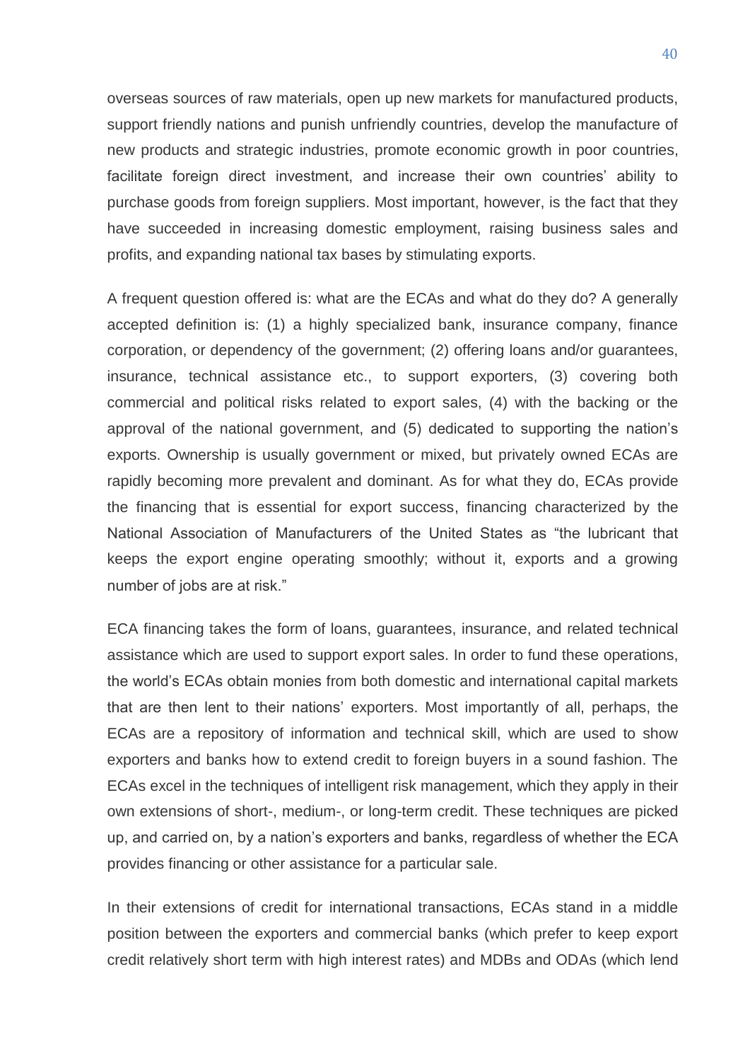overseas sources of raw materials, open up new markets for manufactured products, support friendly nations and punish unfriendly countries, develop the manufacture of new products and strategic industries, promote economic growth in poor countries, facilitate foreign direct investment, and increase their own countries' ability to purchase goods from foreign suppliers. Most important, however, is the fact that they have succeeded in increasing domestic employment, raising business sales and profits, and expanding national tax bases by stimulating exports.

A frequent question offered is: what are the ECAs and what do they do? A generally accepted definition is: (1) a highly specialized bank, insurance company, finance corporation, or dependency of the government; (2) offering loans and/or guarantees, insurance, technical assistance etc., to support exporters, (3) covering both commercial and political risks related to export sales, (4) with the backing or the approval of the national government, and (5) dedicated to supporting the nation's exports. Ownership is usually government or mixed, but privately owned ECAs are rapidly becoming more prevalent and dominant. As for what they do, ECAs provide the financing that is essential for export success, financing characterized by the National Association of Manufacturers of the United States as "the lubricant that keeps the export engine operating smoothly; without it, exports and a growing number of jobs are at risk."

ECA financing takes the form of loans, guarantees, insurance, and related technical assistance which are used to support export sales. In order to fund these operations, the world's ECAs obtain monies from both domestic and international capital markets that are then lent to their nations' exporters. Most importantly of all, perhaps, the ECAs are a repository of information and technical skill, which are used to show exporters and banks how to extend credit to foreign buyers in a sound fashion. The ECAs excel in the techniques of intelligent risk management, which they apply in their own extensions of short-, medium-, or long-term credit. These techniques are picked up, and carried on, by a nation's exporters and banks, regardless of whether the ECA provides financing or other assistance for a particular sale.

In their extensions of credit for international transactions, ECAs stand in a middle position between the exporters and commercial banks (which prefer to keep export credit relatively short term with high interest rates) and MDBs and ODAs (which lend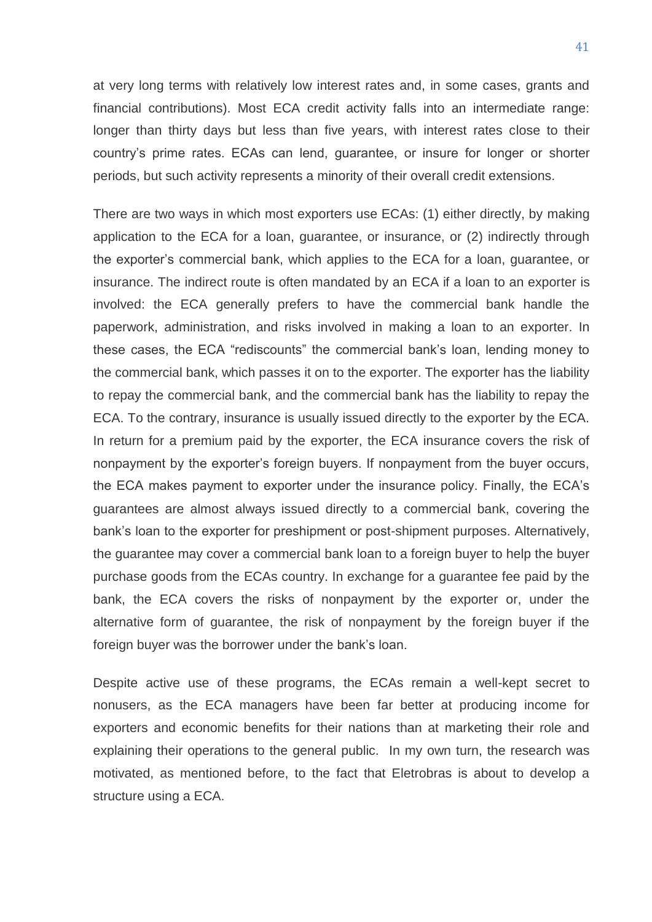at very long terms with relatively low interest rates and, in some cases, grants and financial contributions). Most ECA credit activity falls into an intermediate range: longer than thirty days but less than five years, with interest rates close to their country's prime rates. ECAs can lend, guarantee, or insure for longer or shorter periods, but such activity represents a minority of their overall credit extensions.

There are two ways in which most exporters use ECAs: (1) either directly, by making application to the ECA for a loan, guarantee, or insurance, or (2) indirectly through the exporter's commercial bank, which applies to the ECA for a loan, guarantee, or insurance. The indirect route is often mandated by an ECA if a loan to an exporter is involved: the ECA generally prefers to have the commercial bank handle the paperwork, administration, and risks involved in making a loan to an exporter. In these cases, the ECA "rediscounts" the commercial bank's loan, lending money to the commercial bank, which passes it on to the exporter. The exporter has the liability to repay the commercial bank, and the commercial bank has the liability to repay the ECA. To the contrary, insurance is usually issued directly to the exporter by the ECA. In return for a premium paid by the exporter, the ECA insurance covers the risk of nonpayment by the exporter's foreign buyers. If nonpayment from the buyer occurs, the ECA makes payment to exporter under the insurance policy. Finally, the ECA's guarantees are almost always issued directly to a commercial bank, covering the bank's loan to the exporter for preshipment or post-shipment purposes. Alternatively, the guarantee may cover a commercial bank loan to a foreign buyer to help the buyer purchase goods from the ECAs country. In exchange for a guarantee fee paid by the bank, the ECA covers the risks of nonpayment by the exporter or, under the alternative form of guarantee, the risk of nonpayment by the foreign buyer if the foreign buyer was the borrower under the bank's loan.

Despite active use of these programs, the ECAs remain a well-kept secret to nonusers, as the ECA managers have been far better at producing income for exporters and economic benefits for their nations than at marketing their role and explaining their operations to the general public. In my own turn, the research was motivated, as mentioned before, to the fact that Eletrobras is about to develop a structure using a ECA.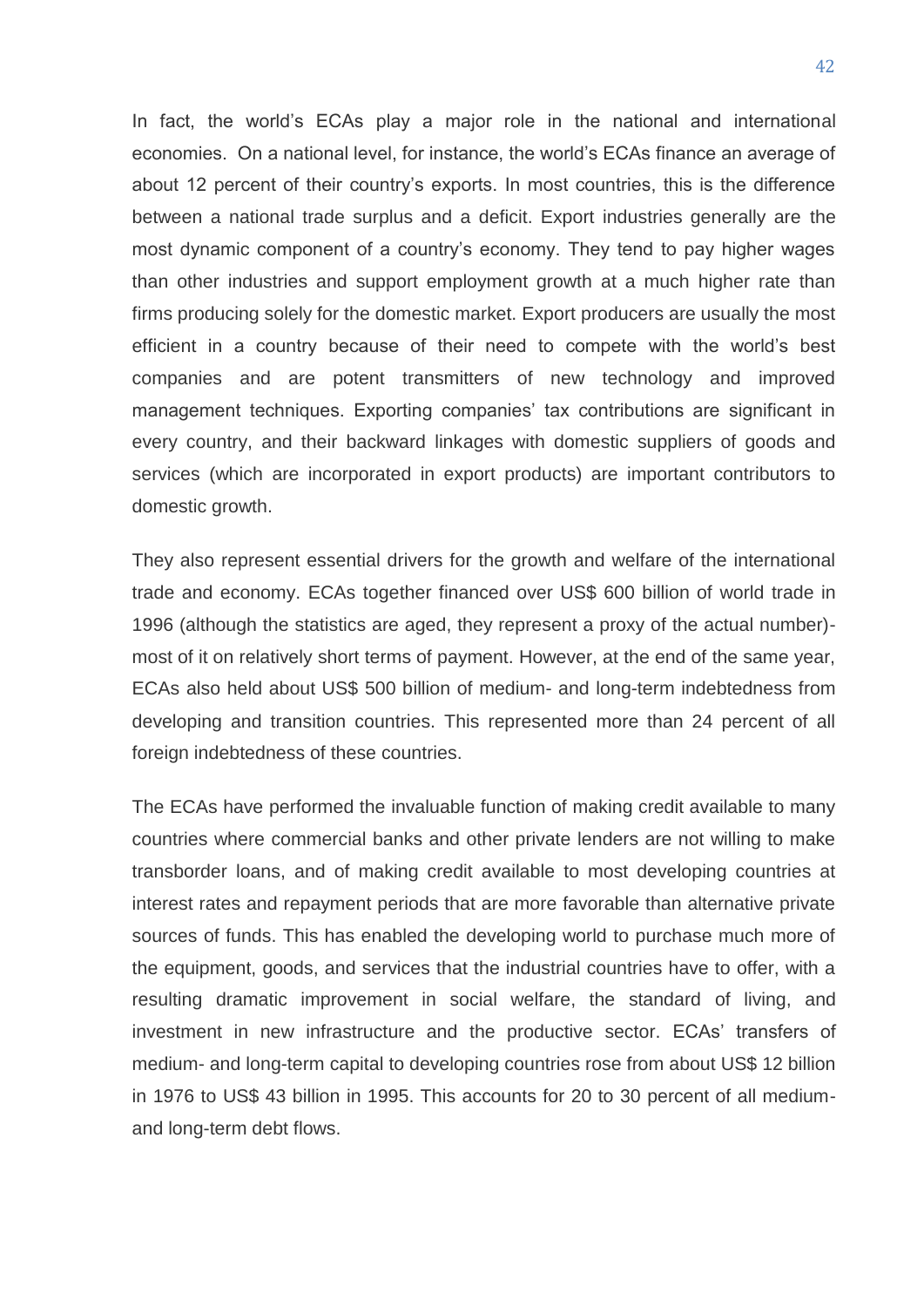In fact, the world's ECAs play a major role in the national and international economies. On a national level, for instance, the world's ECAs finance an average of about 12 percent of their country's exports. In most countries, this is the difference between a national trade surplus and a deficit. Export industries generally are the most dynamic component of a country's economy. They tend to pay higher wages than other industries and support employment growth at a much higher rate than firms producing solely for the domestic market. Export producers are usually the most efficient in a country because of their need to compete with the world's best companies and are potent transmitters of new technology and improved management techniques. Exporting companies' tax contributions are significant in every country, and their backward linkages with domestic suppliers of goods and services (which are incorporated in export products) are important contributors to domestic growth.

They also represent essential drivers for the growth and welfare of the international trade and economy. ECAs together financed over US$ 600 billion of world trade in 1996 (although the statistics are aged, they represent a proxy of the actual number)- most of it on relatively short terms of payment. However, at the end of the same year, ECAs also held about US$ 500 billion of medium- and long-term indebtedness from developing and transition countries. This represented more than 24 percent of all foreign indebtedness of these countries.

The ECAs have performed the invaluable function of making credit available to many countries where commercial banks and other private lenders are not willing to make transborder loans, and of making credit available to most developing countries at interest rates and repayment periods that are more favorable than alternative private sources of funds. This has enabled the developing world to purchase much more of the equipment, goods, and services that the industrial countries have to offer, with a resulting dramatic improvement in social welfare, the standard of living, and investment in new infrastructure and the productive sector. ECAs' transfers of medium- and long-term capital to developing countries rose from about US$ 12 billion in 1976 to US$ 43 billion in 1995. This accounts for 20 to 30 percent of all medium- and long-term debt flows.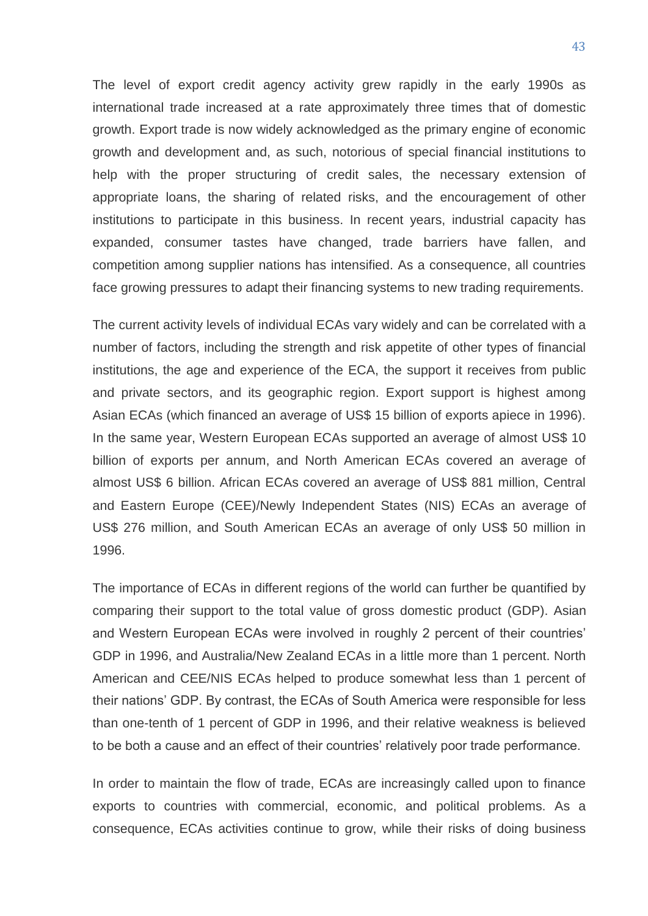The level of export credit agency activity grew rapidly in the early 1990s as international trade increased at a rate approximately three times that of domestic growth. Export trade is now widely acknowledged as the primary engine of economic growth and development and, as such, notorious of special financial institutions to help with the proper structuring of credit sales, the necessary extension of appropriate loans, the sharing of related risks, and the encouragement of other institutions to participate in this business. In recent years, industrial capacity has expanded, consumer tastes have changed, trade barriers have fallen, and competition among supplier nations has intensified. As a consequence, all countries face growing pressures to adapt their financing systems to new trading requirements.

The current activity levels of individual ECAs vary widely and can be correlated with a number of factors, including the strength and risk appetite of other types of financial institutions, the age and experience of the ECA, the support it receives from public and private sectors, and its geographic region. Export support is highest among Asian ECAs (which financed an average of US$ 15 billion of exports apiece in 1996). In the same year, Western European ECAs supported an average of almost US$ 10 billion of exports per annum, and North American ECAs covered an average of almost US$ 6 billion. African ECAs covered an average of US$ 881 million, Central and Eastern Europe (CEE)/Newly Independent States (NIS) ECAs an average of US$ 276 million, and South American ECAs an average of only US$ 50 million in 1996.

The importance of ECAs in different regions of the world can further be quantified by comparing their support to the total value of gross domestic product (GDP). Asian and Western European ECAs were involved in roughly 2 percent of their countries' GDP in 1996, and Australia/New Zealand ECAs in a little more than 1 percent. North American and CEE/NIS ECAs helped to produce somewhat less than 1 percent of their nations' GDP. By contrast, the ECAs of South America were responsible for less than one-tenth of 1 percent of GDP in 1996, and their relative weakness is believed to be both a cause and an effect of their countries' relatively poor trade performance.

In order to maintain the flow of trade, ECAs are increasingly called upon to finance exports to countries with commercial, economic, and political problems. As a consequence, ECAs activities continue to grow, while their risks of doing business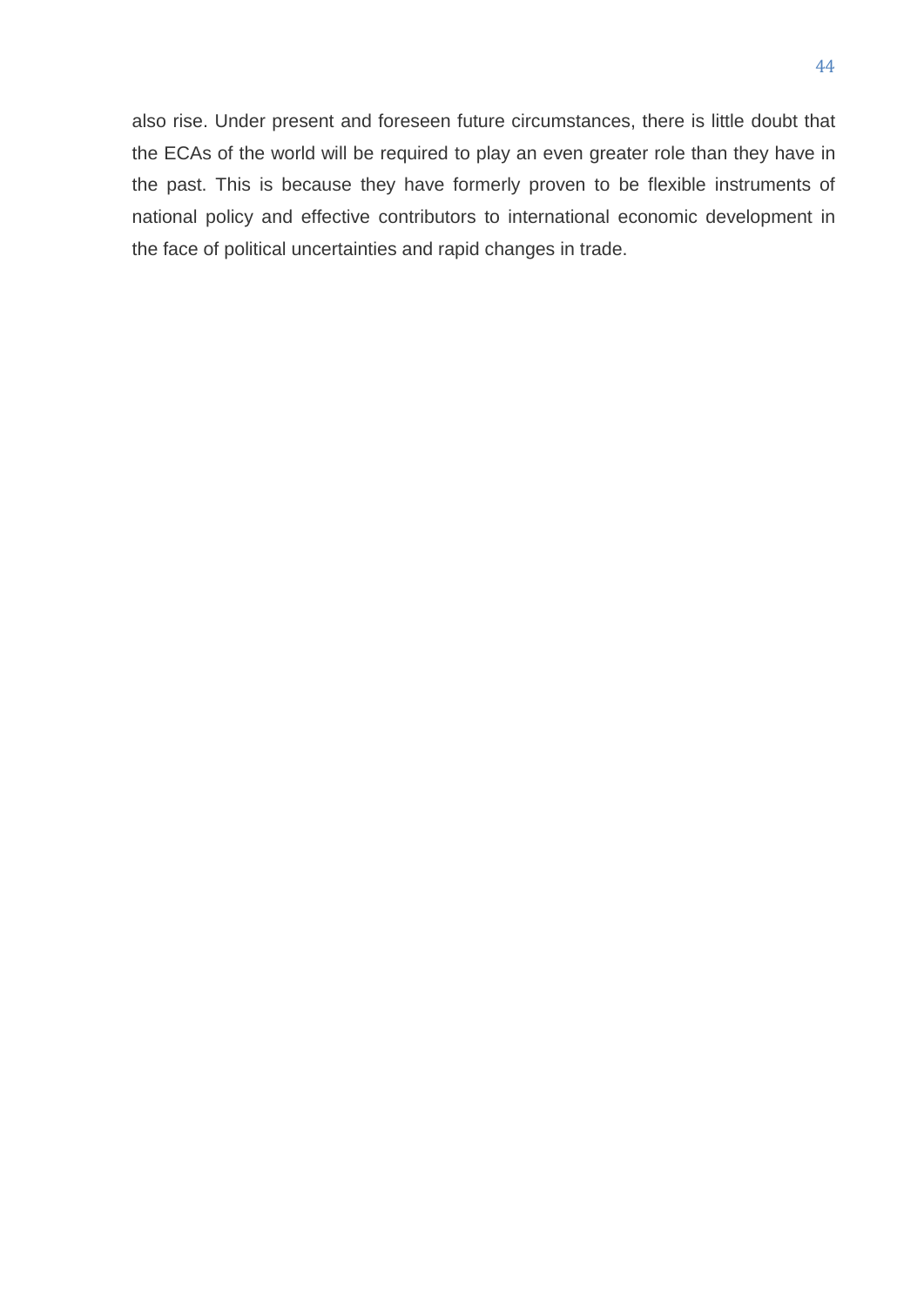also rise. Under present and foreseen future circumstances, there is little doubt that the ECAs of the world will be required to play an even greater role than they have in the past. This is because they have formerly proven to be flexible instruments of national policy and effective contributors to international economic development in the face of political uncertainties and rapid changes in trade.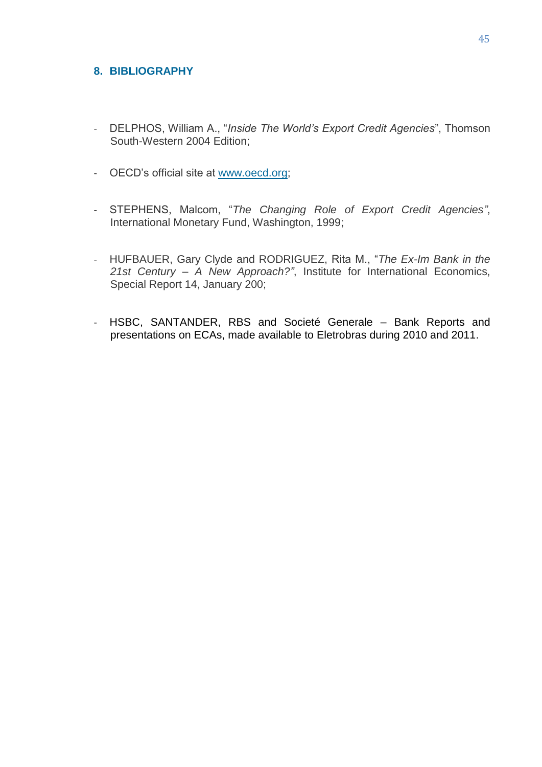## 8. BIBLIOGRAPHY

- DELPHOS, William A., "*Inside The World's Export Credit Agencies*", Thomson South-Western 2004 Edition;

- OECD's official site at www.oecd.org;

- STEPHENS, Malcom, "*The Changing Role of Export Credit Agencies"*, International Monetary Fund, Washington, 1999;

- HUFBAUER, Gary Clyde and RODRIGUEZ, Rita M., "*The Ex-Im Bank in the 21st Century – A New Approach?"*, Institute for International Economics, Special Report 14, January 200;

- HSBC, SANTANDER, RBS and Societé Generale – Bank Reports and presentations on ECAs, made available to Eletrobras during 2010 and 2011.